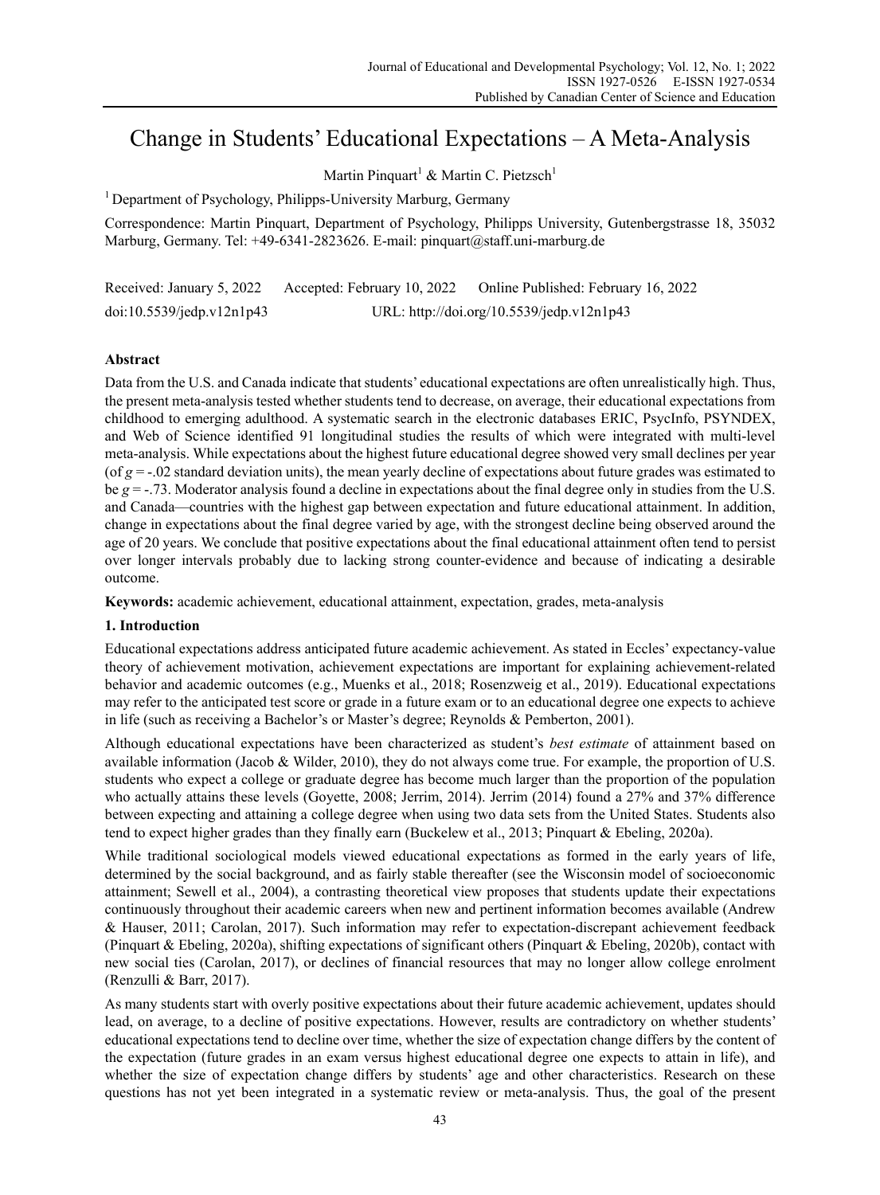# Change in Students' Educational Expectations – A Meta-Analysis

Martin Pinquart[1] & Martin C. Pietzsch[1]

[1] Department of Psychology, Philipps-University Marburg, Germany

Correspondence: Martin Pinquart, Department of Psychology, Philipps University, Gutenbergstrasse 18, 35032 Marburg, Germany. Tel: +49-6341-2823626. E-mail: pinquart@staff.uni-marburg.de

Received: January 5, 2022 Accepted: February 10, 2022 Online Published: February 16, 2022

doi:10.5539/jedp.v12n1p43 URL: http://doi.org/10.5539/jedp.v12n1p43

## Abstract

Data from the U.S. and Canada indicate that students' educational expectations are often unrealistically high. Thus, the present meta-analysis tested whether students tend to decrease, on average, their educational expectations from childhood to emerging adulthood. A systematic search in the electronic databases ERIC, PsycInfo, PSYNDEX, and Web of Science identified 91 longitudinal studies the results of which were integrated with multi-level meta-analysis. While expectations about the highest future educational degree showed very small declines per year (of $g = -.02$ standard deviation units), the mean yearly decline of expectations about future grades was estimated to be $g = -.73$. Moderator analysis found a decline in expectations about the final degree only in studies from the U.S. and Canada—countries with the highest gap between expectation and future educational attainment. In addition, change in expectations about the final degree varied by age, with the strongest decline being observed around the age of 20 years. We conclude that positive expectations about the final educational attainment often tend to persist over longer intervals probably due to lacking strong counter-evidence and because of indicating a desirable outcome.

**Keywords:** academic achievement, educational attainment, expectation, grades, meta-analysis

## 1. Introduction

Educational expectations address anticipated future academic achievement. As stated in Eccles' expectancy-value theory of achievement motivation, achievement expectations are important for explaining achievement-related behavior and academic outcomes (e.g., Muenks et al., 2018; Rosenzweig et al., 2019). Educational expectations may refer to the anticipated test score or grade in a future exam or to an educational degree one expects to achieve in life (such as receiving a Bachelor's or Master's degree; Reynolds & Pemberton, 2001).

Although educational expectations have been characterized as student's *best estimate* of attainment based on available information (Jacob & Wilder, 2010), they do not always come true. For example, the proportion of U.S. students who expect a college or graduate degree has become much larger than the proportion of the population who actually attains these levels (Goyette, 2008; Jerrim, 2014). Jerrim (2014) found a 27% and 37% difference between expecting and attaining a college degree when using two data sets from the United States. Students also tend to expect higher grades than they finally earn (Buckelew et al., 2013; Pinquart & Ebeling, 2020a).

While traditional sociological models viewed educational expectations as formed in the early years of life, determined by the social background, and as fairly stable thereafter (see the Wisconsin model of socioeconomic attainment; Sewell et al., 2004), a contrasting theoretical view proposes that students update their expectations continuously throughout their academic careers when new and pertinent information becomes available (Andrew & Hauser, 2011; Carolan, 2017). Such information may refer to expectation-discrepant achievement feedback (Pinquart & Ebeling, 2020a), shifting expectations of significant others (Pinquart & Ebeling, 2020b), contact with new social ties (Carolan, 2017), or declines of financial resources that may no longer allow college enrolment (Renzulli & Barr, 2017).

As many students start with overly positive expectations about their future academic achievement, updates should lead, on average, to a decline of positive expectations. However, results are contradictory on whether students' educational expectations tend to decline over time, whether the size of expectation change differs by the content of the expectation (future grades in an exam versus highest educational degree one expects to attain in life), and whether the size of expectation change differs by students' age and other characteristics. Research on these questions has not yet been integrated in a systematic review or meta-analysis. Thus, the goal of the present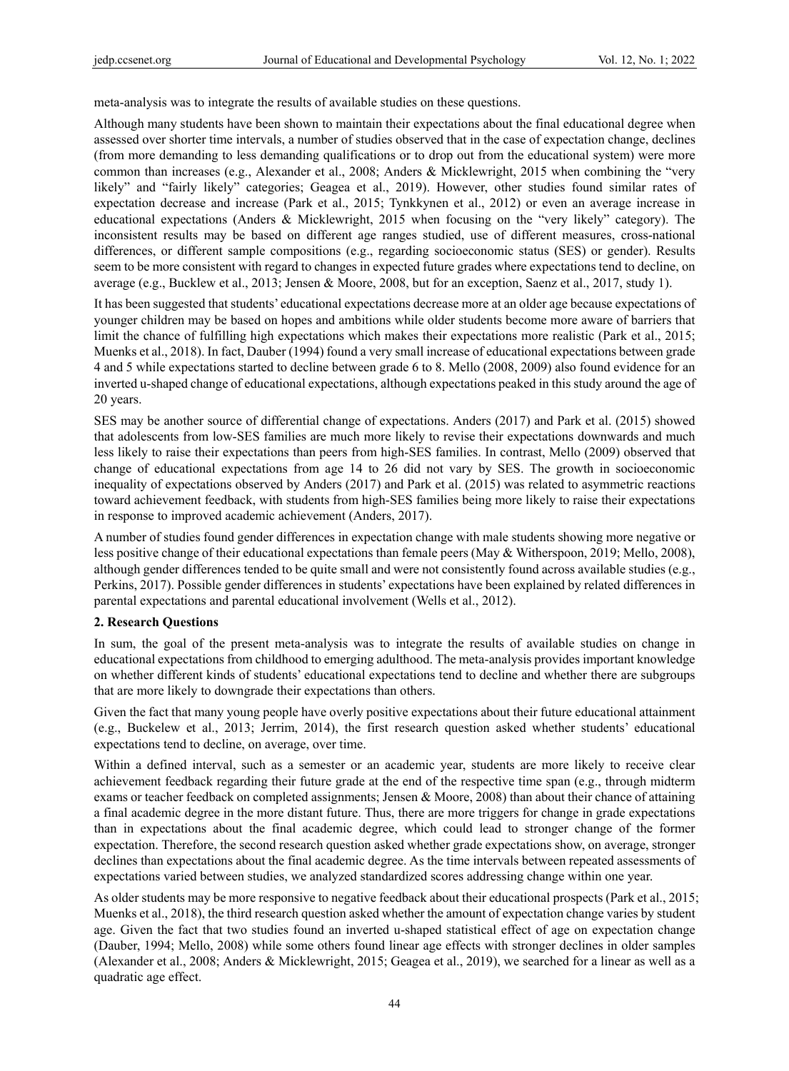meta-analysis was to integrate the results of available studies on these questions.

Although many students have been shown to maintain their expectations about the final educational degree when assessed over shorter time intervals, a number of studies observed that in the case of expectation change, declines (from more demanding to less demanding qualifications or to drop out from the educational system) were more common than increases (e.g., Alexander et al., 2008; Anders & Micklewright, 2015 when combining the "very likely" and "fairly likely" categories; Geagea et al., 2019). However, other studies found similar rates of expectation decrease and increase (Park et al., 2015; Tynkkynen et al., 2012) or even an average increase in educational expectations (Anders & Micklewright, 2015 when focusing on the "very likely" category). The inconsistent results may be based on different age ranges studied, use of different measures, cross-national differences, or different sample compositions (e.g., regarding socioeconomic status (SES) or gender). Results seem to be more consistent with regard to changes in expected future grades where expectations tend to decline, on average (e.g., Bucklew et al., 2013; Jensen & Moore, 2008, but for an exception, Saenz et al., 2017, study 1).

It has been suggested that students' educational expectations decrease more at an older age because expectations of younger children may be based on hopes and ambitions while older students become more aware of barriers that limit the chance of fulfilling high expectations which makes their expectations more realistic (Park et al., 2015; Muenks et al., 2018). In fact, Dauber (1994) found a very small increase of educational expectations between grade 4 and 5 while expectations started to decline between grade 6 to 8. Mello (2008, 2009) also found evidence for an inverted u-shaped change of educational expectations, although expectations peaked in this study around the age of 20 years.

SES may be another source of differential change of expectations. Anders (2017) and Park et al. (2015) showed that adolescents from low-SES families are much more likely to revise their expectations downwards and much less likely to raise their expectations than peers from high-SES families. In contrast, Mello (2009) observed that change of educational expectations from age 14 to 26 did not vary by SES. The growth in socioeconomic inequality of expectations observed by Anders (2017) and Park et al. (2015) was related to asymmetric reactions toward achievement feedback, with students from high-SES families being more likely to raise their expectations in response to improved academic achievement (Anders, 2017).

A number of studies found gender differences in expectation change with male students showing more negative or less positive change of their educational expectations than female peers (May & Witherspoon, 2019; Mello, 2008), although gender differences tended to be quite small and were not consistently found across available studies (e.g., Perkins, 2017). Possible gender differences in students' expectations have been explained by related differences in parental expectations and parental educational involvement (Wells et al., 2012).

## 2. Research Questions

In sum, the goal of the present meta-analysis was to integrate the results of available studies on change in educational expectations from childhood to emerging adulthood. The meta-analysis provides important knowledge on whether different kinds of students' educational expectations tend to decline and whether there are subgroups that are more likely to downgrade their expectations than others.

Given the fact that many young people have overly positive expectations about their future educational attainment (e.g., Buckelew et al., 2013; Jerrim, 2014), the first research question asked whether students' educational expectations tend to decline, on average, over time.

Within a defined interval, such as a semester or an academic year, students are more likely to receive clear achievement feedback regarding their future grade at the end of the respective time span (e.g., through midterm exams or teacher feedback on completed assignments; Jensen & Moore, 2008) than about their chance of attaining a final academic degree in the more distant future. Thus, there are more triggers for change in grade expectations than in expectations about the final academic degree, which could lead to stronger change of the former expectation. Therefore, the second research question asked whether grade expectations show, on average, stronger declines than expectations about the final academic degree. As the time intervals between repeated assessments of expectations varied between studies, we analyzed standardized scores addressing change within one year.

As older students may be more responsive to negative feedback about their educational prospects (Park et al., 2015; Muenks et al., 2018), the third research question asked whether the amount of expectation change varies by student age. Given the fact that two studies found an inverted u-shaped statistical effect of age on expectation change (Dauber, 1994; Mello, 2008) while some others found linear age effects with stronger declines in older samples (Alexander et al., 2008; Anders & Micklewright, 2015; Geagea et al., 2019), we searched for a linear as well as a quadratic age effect.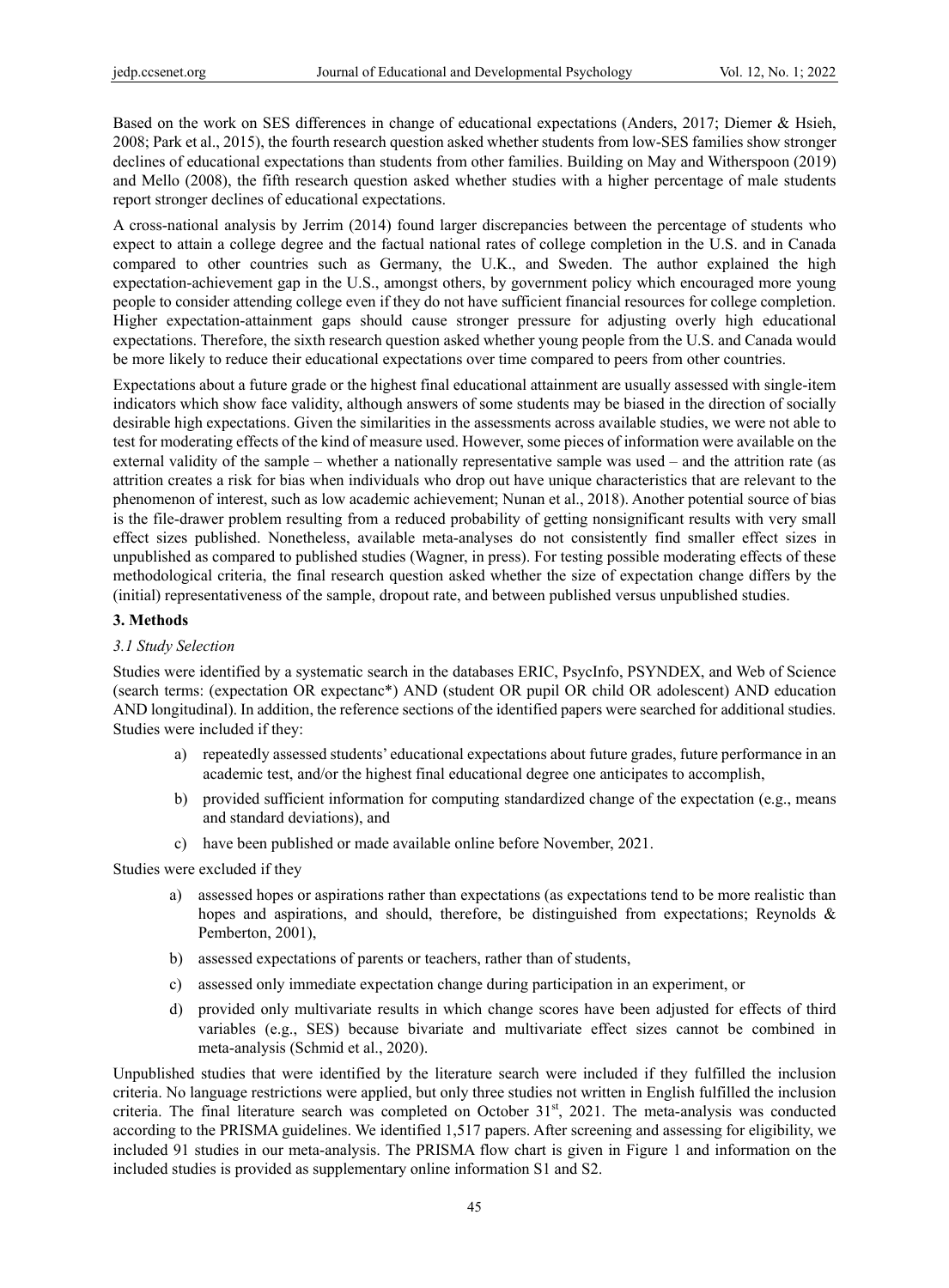Based on the work on SES differences in change of educational expectations (Anders, 2017; Diemer & Hsieh, 2008; Park et al., 2015), the fourth research question asked whether students from low-SES families show stronger declines of educational expectations than students from other families. Building on May and Witherspoon (2019) and Mello (2008), the fifth research question asked whether studies with a higher percentage of male students report stronger declines of educational expectations.

A cross-national analysis by Jerrim (2014) found larger discrepancies between the percentage of students who expect to attain a college degree and the factual national rates of college completion in the U.S. and in Canada compared to other countries such as Germany, the U.K., and Sweden. The author explained the high expectation-achievement gap in the U.S., amongst others, by government policy which encouraged more young people to consider attending college even if they do not have sufficient financial resources for college completion. Higher expectation-attainment gaps should cause stronger pressure for adjusting overly high educational expectations. Therefore, the sixth research question asked whether young people from the U.S. and Canada would be more likely to reduce their educational expectations over time compared to peers from other countries.

Expectations about a future grade or the highest final educational attainment are usually assessed with single-item indicators which show face validity, although answers of some students may be biased in the direction of socially desirable high expectations. Given the similarities in the assessments across available studies, we were not able to test for moderating effects of the kind of measure used. However, some pieces of information were available on the external validity of the sample – whether a nationally representative sample was used – and the attrition rate (as attrition creates a risk for bias when individuals who drop out have unique characteristics that are relevant to the phenomenon of interest, such as low academic achievement; Nunan et al., 2018). Another potential source of bias is the file-drawer problem resulting from a reduced probability of getting nonsignificant results with very small effect sizes published. Nonetheless, available meta-analyses do not consistently find smaller effect sizes in unpublished as compared to published studies (Wagner, in press). For testing possible moderating effects of these methodological criteria, the final research question asked whether the size of expectation change differs by the (initial) representativeness of the sample, dropout rate, and between published versus unpublished studies.

## 3. Methods

### 3.1 Study Selection

Studies were identified by a systematic search in the databases ERIC, PsycInfo, PSYNDEX, and Web of Science (search terms: (expectation OR expectanc*) AND (student OR pupil OR child OR adolescent) AND education AND longitudinal). In addition, the reference sections of the identified papers were searched for additional studies. Studies were included if they:

a) repeatedly assessed students' educational expectations about future grades, future performance in an academic test, and/or the highest final educational degree one anticipates to accomplish,

b) provided sufficient information for computing standardized change of the expectation (e.g., means and standard deviations), and

c) have been published or made available online before November, 2021.

Studies were excluded if they

a) assessed hopes or aspirations rather than expectations (as expectations tend to be more realistic than hopes and aspirations, and should, therefore, be distinguished from expectations; Reynolds & Pemberton, 2001),

b) assessed expectations of parents or teachers, rather than of students,

c) assessed only immediate expectation change during participation in an experiment, or

d) provided only multivariate results in which change scores have been adjusted for effects of third variables (e.g., SES) because bivariate and multivariate effect sizes cannot be combined in meta-analysis (Schmid et al., 2020).

Unpublished studies that were identified by the literature search were included if they fulfilled the inclusion criteria. No language restrictions were applied, but only three studies not written in English fulfilled the inclusion criteria. The final literature search was completed on October 31st, 2021. The meta-analysis was conducted according to the PRISMA guidelines. We identified 1,517 papers. After screening and assessing for eligibility, we included 91 studies in our meta-analysis. The PRISMA flow chart is given in Figure 1 and information on the included studies is provided as supplementary online information S1 and S2.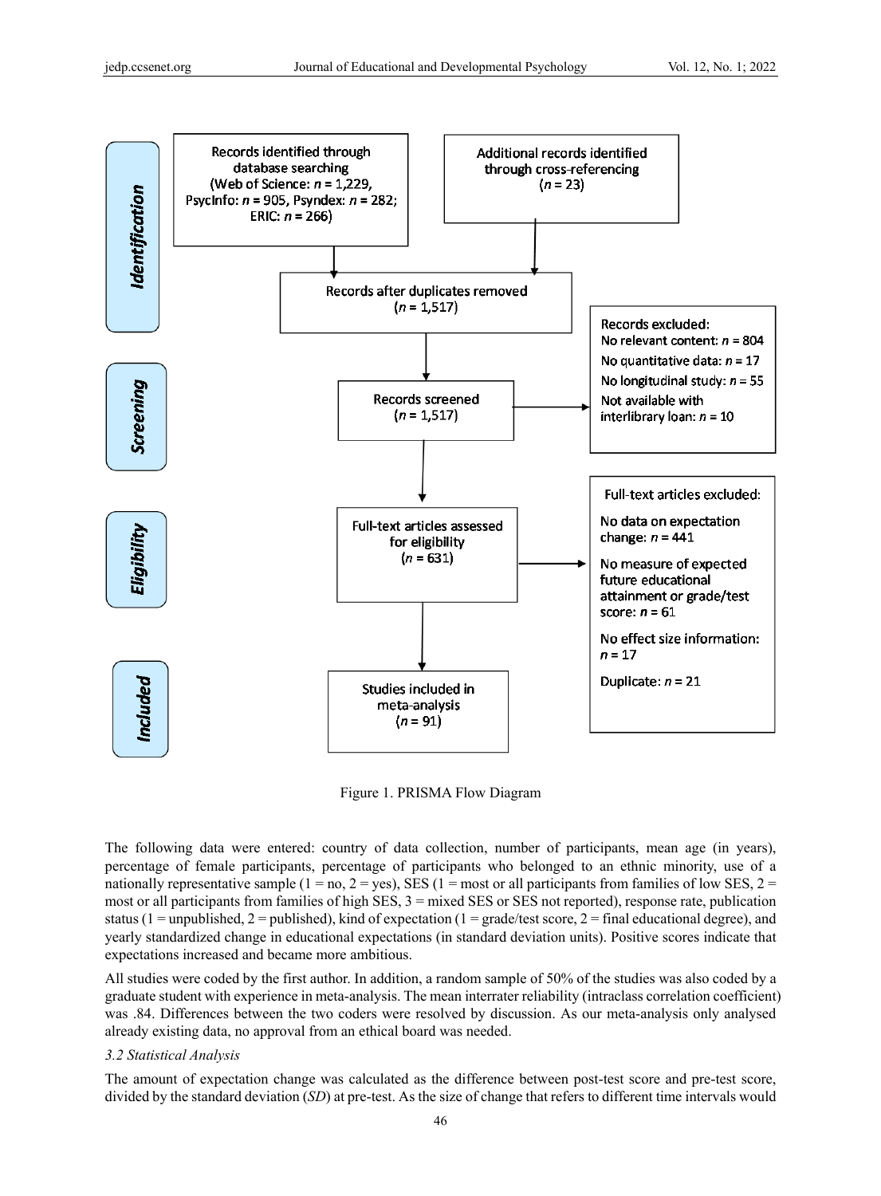**Identification**

Records identified through database searching (Web of Science: $n$ = 1,229, PsycInfo: $n$ = 905, Psyndex: $n$ = 282; ERIC: $n$ = 266)

Additional records identified through cross-referencing ($n$ = 23)

Records after duplicates removed ($n$ = 1,517)

**Screening**

Records screened ($n$ = 1,517)

Records excluded:
No relevant content: $n$ = 804
No quantitative data: $n$ = 17
No longitudinal study: $n$ = 55
Not available with interlibrary loan: $n$ = 10

**Eligibility**

Full-text articles assessed for eligibility ($n$ = 631)

Full-text articles excluded:
No data on expectation change: $n$ = 441
No measure of expected future educational attainment or grade/test score: $n$ = 61
No effect size information: $n$ = 17
Duplicate: $n$ = 21

**Included**

Studies included in meta-analysis ($n$ = 91)

Figure 1. PRISMA Flow Diagram

The following data were entered: country of data collection, number of participants, mean age (in years), percentage of female participants, percentage of participants who belonged to an ethnic minority, use of a nationally representative sample (1 = no, 2 = yes), SES (1 = most or all participants from families of low SES, 2 = most or all participants from families of high SES, 3 = mixed SES or SES not reported), response rate, publication status (1 = unpublished, 2 = published), kind of expectation (1 = grade/test score, 2 = final educational degree), and yearly standardized change in educational expectations (in standard deviation units). Positive scores indicate that expectations increased and became more ambitious.

All studies were coded by the first author. In addition, a random sample of 50% of the studies was also coded by a graduate student with experience in meta-analysis. The mean interrater reliability (intraclass correlation coefficient) was .84. Differences between the two coders were resolved by discussion. As our meta-analysis only analysed already existing data, no approval from an ethical board was needed.

*3.2 Statistical Analysis*

The amount of expectation change was calculated as the difference between post-test score and pre-test score, divided by the standard deviation (*SD*) at pre-test. As the size of change that refers to different time intervals would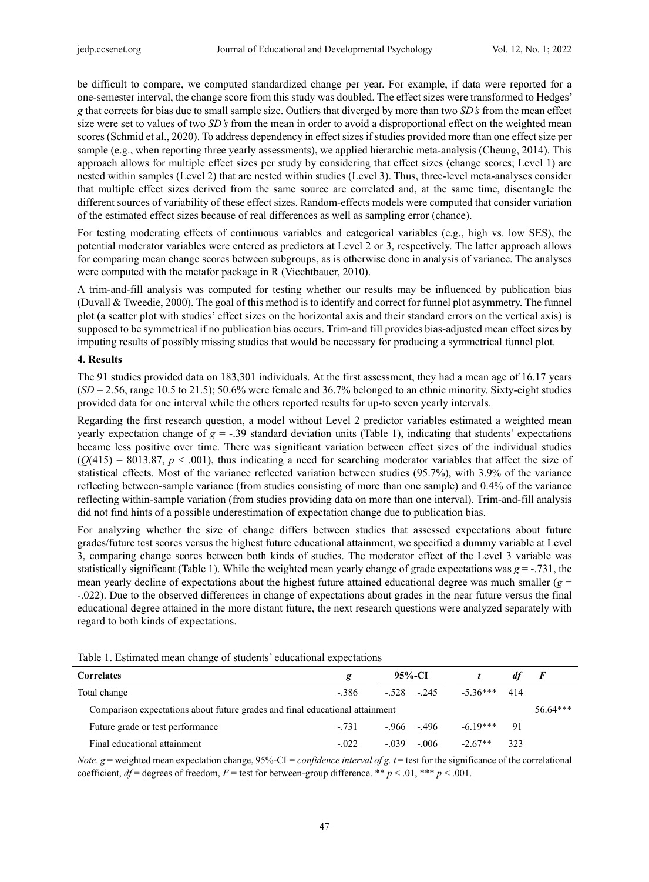be difficult to compare, we computed standardized change per year. For example, if data were reported for a one-semester interval, the change score from this study was doubled. The effect sizes were transformed to Hedges' *g* that corrects for bias due to small sample size. Outliers that diverged by more than two *SD's* from the mean effect size were set to values of two *SD's* from the mean in order to avoid a disproportional effect on the weighted mean scores (Schmid et al., 2020). To address dependency in effect sizes if studies provided more than one effect size per sample (e.g., when reporting three yearly assessments), we applied hierarchic meta-analysis (Cheung, 2014). This approach allows for multiple effect sizes per study by considering that effect sizes (change scores; Level 1) are nested within samples (Level 2) that are nested within studies (Level 3). Thus, three-level meta-analyses consider that multiple effect sizes derived from the same source are correlated and, at the same time, disentangle the different sources of variability of these effect sizes. Random-effects models were computed that consider variation of the estimated effect sizes because of real differences as well as sampling error (chance).

For testing moderating effects of continuous variables and categorical variables (e.g., high vs. low SES), the potential moderator variables were entered as predictors at Level 2 or 3, respectively. The latter approach allows for comparing mean change scores between subgroups, as is otherwise done in analysis of variance. The analyses were computed with the metafor package in R (Viechtbauer, 2010).

A trim-and-fill analysis was computed for testing whether our results may be influenced by publication bias (Duvall & Tweedie, 2000). The goal of this method is to identify and correct for funnel plot asymmetry. The funnel plot (a scatter plot with studies' effect sizes on the horizontal axis and their standard errors on the vertical axis) is supposed to be symmetrical if no publication bias occurs. Trim-and fill provides bias-adjusted mean effect sizes by imputing results of possibly missing studies that would be necessary for producing a symmetrical funnel plot.

## 4. Results

The 91 studies provided data on 183,301 individuals. At the first assessment, they had a mean age of 16.17 years ($SD$ = 2.56, range 10.5 to 21.5); 50.6% were female and 36.7% belonged to an ethnic minority. Sixty-eight studies provided data for one interval while the others reported results for up-to seven yearly intervals.

Regarding the first research question, a model without Level 2 predictor variables estimated a weighted mean yearly expectation change of $g$ = -.39 standard deviation units (Table 1), indicating that students' expectations became less positive over time. There was significant variation between effect sizes of the individual studies ($Q(415) = 8013.87$, $p < .001$), thus indicating a need for searching moderator variables that affect the size of statistical effects. Most of the variance reflected variation between studies (95.7%), with 3.9% of the variance reflecting between-sample variance (from studies consisting of more than one sample) and 0.4% of the variance reflecting within-sample variation (from studies providing data on more than one interval). Trim-and-fill analysis did not find hints of a possible underestimation of expectation change due to publication bias.

For analyzing whether the size of change differs between studies that assessed expectations about future grades/future test scores versus the highest future educational attainment, we specified a dummy variable at Level 3, comparing change scores between both kinds of studies. The moderator effect of the Level 3 variable was statistically significant (Table 1). While the weighted mean yearly change of grade expectations was $g$ = -.731, the mean yearly decline of expectations about the highest future attained educational degree was much smaller ($g$ = -.022). Due to the observed differences in change of expectations about grades in the near future versus the final educational degree attained in the more distant future, the next research questions were analyzed separately with regard to both kinds of expectations.

Table 1. Estimated mean change of students' educational expectations

| Correlates | *g* | 95%-CI | | *t* | *df* | *F* |
|---|---|---|---|---|---|---|
| Total change | -.386 | -.528 | -.245 | -5.36*** | 414 | |
| Comparison expectations about future grades and final educational attainment | | | | | | 56.64*** |
| Future grade or test performance | -.731 | -.966 | -.496 | -6.19*** | 91 | |
| Final educational attainment | -.022 | -.039 | -.006 | -2.67** | 323 | |

*Note*. $g$ = weighted mean expectation change, 95%-CI = *confidence interval of g*. $t$ = test for the significance of the correlational coefficient, $df$ = degrees of freedom, $F$ = test for between-group difference. ** $p < .01$, *** $p < .001$.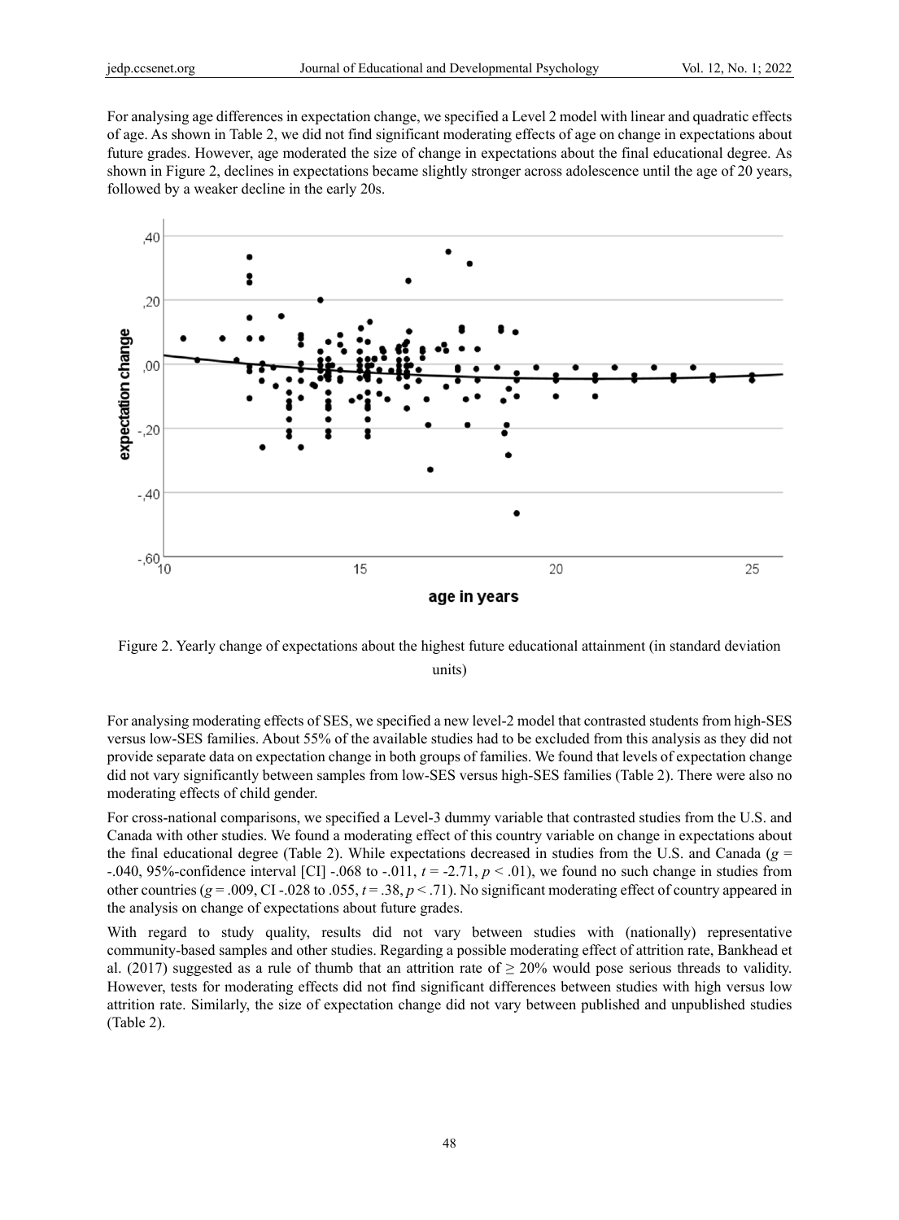For analysing age differences in expectation change, we specified a Level 2 model with linear and quadratic effects of age. As shown in Table 2, we did not find significant moderating effects of age on change in expectations about future grades. However, age moderated the size of change in expectations about the final educational degree. As shown in Figure 2, declines in expectations became slightly stronger across adolescence until the age of 20 years, followed by a weaker decline in the early 20s.

Figure 2. Yearly change of expectations about the highest future educational attainment (in standard deviation units)

For analysing moderating effects of SES, we specified a new level-2 model that contrasted students from high-SES versus low-SES families. About 55% of the available studies had to be excluded from this analysis as they did not provide separate data on expectation change in both groups of families. We found that levels of expectation change did not vary significantly between samples from low-SES versus high-SES families (Table 2). There were also no moderating effects of child gender.

For cross-national comparisons, we specified a Level-3 dummy variable that contrasted studies from the U.S. and Canada with other studies. We found a moderating effect of this country variable on change in expectations about the final educational degree (Table 2). While expectations decreased in studies from the U.S. and Canada ($g$ = -.040, 95%-confidence interval [CI] -.068 to -.011, $t$ = -2.71, $p$ < .01), we found no such change in studies from other countries ($g$ = .009, CI -.028 to .055, $t$ = .38, $p$ < .71). No significant moderating effect of country appeared in the analysis on change of expectations about future grades.

With regard to study quality, results did not vary between studies with (nationally) representative community-based samples and other studies. Regarding a possible moderating effect of attrition rate, Bankhead et al. (2017) suggested as a rule of thumb that an attrition rate of ≥ 20% would pose serious threads to validity. However, tests for moderating effects did not find significant differences between studies with high versus low attrition rate. Similarly, the size of expectation change did not vary between published and unpublished studies (Table 2).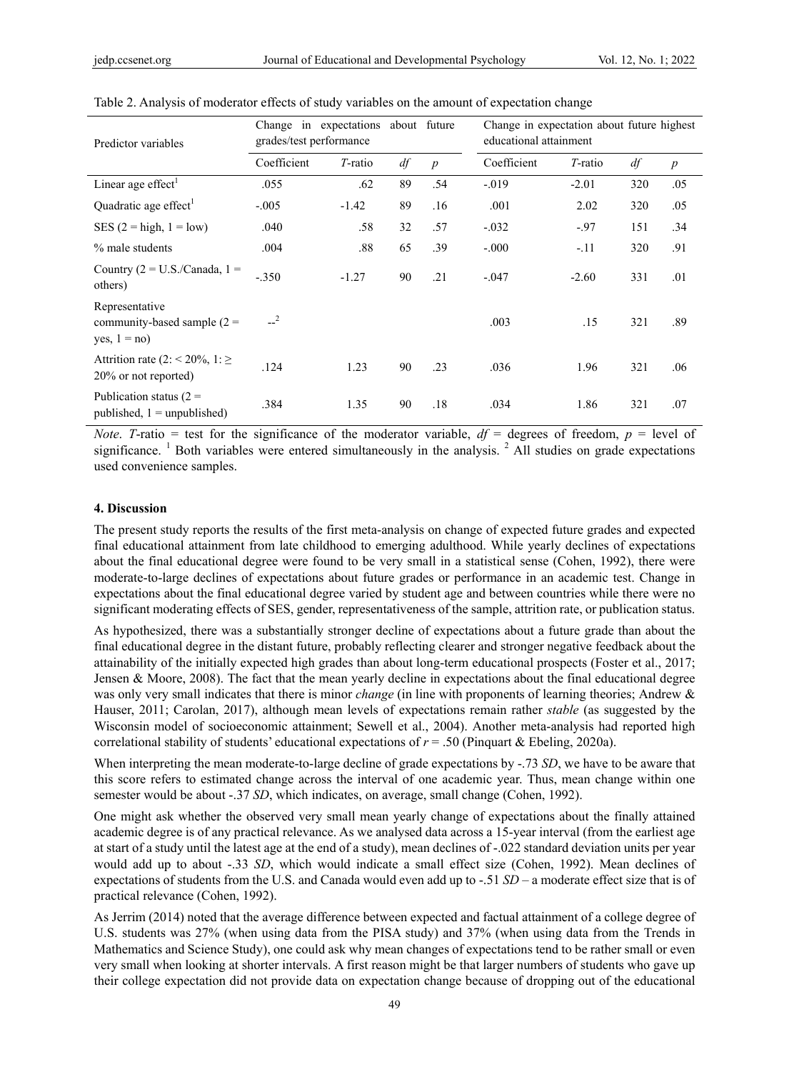Table 2. Analysis of moderator effects of study variables on the amount of expectation change

| Predictor variables | Change in expectations about future grades/test performance | | | | Change in expectation about future highest educational attainment | | | |
|---|---|---|---|---|---|---|---|---|
| | Coefficient | *T*-ratio | *df* | *p* | Coefficient | *T*-ratio | *df* | *p* |
| Linear age effect[1] | .055 | .62 | 89 | .54 | -.019 | -2.01 | 320 | .05 |
| Quadratic age effect[1] | -.005 | -1.42 | 89 | .16 | .001 | 2.02 | 320 | .05 |
| SES (2 = high, 1 = low) | .040 | .58 | 32 | .57 | -.032 | -.97 | 151 | .34 |
| % male students | .004 | .88 | 65 | .39 | -.000 | -.11 | 320 | .91 |
| Country (2 = U.S./Canada, 1 = others) | -.350 | -1.27 | 90 | .21 | -.047 | -2.60 | 331 | .01 |
| Representative community-based sample (2 = yes, 1 = no) | --[2] | | | | .003 | .15 | 321 | .89 |
| Attrition rate (2: < 20%, 1: ≥ 20% or not reported) | .124 | 1.23 | 90 | .23 | .036 | 1.96 | 321 | .06 |
| Publication status (2 = published, 1 = unpublished) | .384 | 1.35 | 90 | .18 | .034 | 1.86 | 321 | .07 |

*Note*. *T*-ratio = test for the significance of the moderator variable, *df* = degrees of freedom, *p* = level of significance. [1] Both variables were entered simultaneously in the analysis. [2] All studies on grade expectations used convenience samples.

## 4. Discussion

The present study reports the results of the first meta-analysis on change of expected future grades and expected final educational attainment from late childhood to emerging adulthood. While yearly declines of expectations about the final educational degree were found to be very small in a statistical sense (Cohen, 1992), there were moderate-to-large declines of expectations about future grades or performance in an academic test. Change in expectations about the final educational degree varied by student age and between countries while there were no significant moderating effects of SES, gender, representativeness of the sample, attrition rate, or publication status.

As hypothesized, there was a substantially stronger decline of expectations about a future grade than about the final educational degree in the distant future, probably reflecting clearer and stronger negative feedback about the attainability of the initially expected high grades than about long-term educational prospects (Foster et al., 2017; Jensen & Moore, 2008). The fact that the mean yearly decline in expectations about the final educational degree was only very small indicates that there is minor *change* (in line with proponents of learning theories; Andrew & Hauser, 2011; Carolan, 2017), although mean levels of expectations remain rather *stable* (as suggested by the Wisconsin model of socioeconomic attainment; Sewell et al., 2004). Another meta-analysis had reported high correlational stability of students' educational expectations of $r = .50$ (Pinquart & Ebeling, 2020a).

When interpreting the mean moderate-to-large decline of grade expectations by -.73 *SD*, we have to be aware that this score refers to estimated change across the interval of one academic year. Thus, mean change within one semester would be about -.37 *SD*, which indicates, on average, small change (Cohen, 1992).

One might ask whether the observed very small mean yearly change of expectations about the finally attained academic degree is of any practical relevance. As we analysed data across a 15-year interval (from the earliest age at start of a study until the latest age at the end of a study), mean declines of -.022 standard deviation units per year would add up to about -.33 *SD*, which would indicate a small effect size (Cohen, 1992). Mean declines of expectations of students from the U.S. and Canada would even add up to -.51 *SD* – a moderate effect size that is of practical relevance (Cohen, 1992).

As Jerrim (2014) noted that the average difference between expected and factual attainment of a college degree of U.S. students was 27% (when using data from the PISA study) and 37% (when using data from the Trends in Mathematics and Science Study), one could ask why mean changes of expectations tend to be rather small or even very small when looking at shorter intervals. A first reason might be that larger numbers of students who gave up their college expectation did not provide data on expectation change because of dropping out of the educational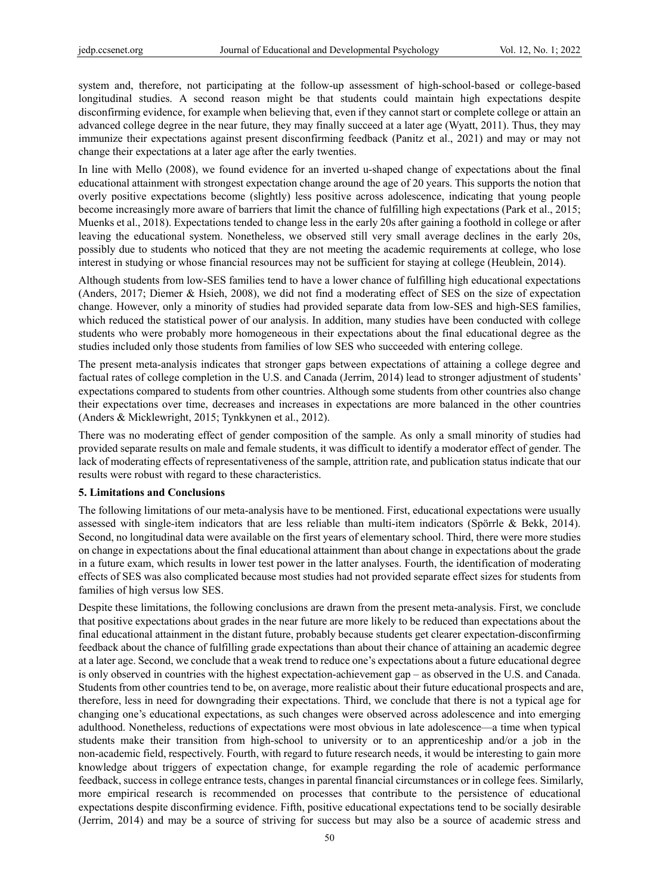system and, therefore, not participating at the follow-up assessment of high-school-based or college-based longitudinal studies. A second reason might be that students could maintain high expectations despite disconfirming evidence, for example when believing that, even if they cannot start or complete college or attain an advanced college degree in the near future, they may finally succeed at a later age (Wyatt, 2011). Thus, they may immunize their expectations against present disconfirming feedback (Panitz et al., 2021) and may or may not change their expectations at a later age after the early twenties.

In line with Mello (2008), we found evidence for an inverted u-shaped change of expectations about the final educational attainment with strongest expectation change around the age of 20 years. This supports the notion that overly positive expectations become (slightly) less positive across adolescence, indicating that young people become increasingly more aware of barriers that limit the chance of fulfilling high expectations (Park et al., 2015; Muenks et al., 2018). Expectations tended to change less in the early 20s after gaining a foothold in college or after leaving the educational system. Nonetheless, we observed still very small average declines in the early 20s, possibly due to students who noticed that they are not meeting the academic requirements at college, who lose interest in studying or whose financial resources may not be sufficient for staying at college (Heublein, 2014).

Although students from low-SES families tend to have a lower chance of fulfilling high educational expectations (Anders, 2017; Diemer & Hsieh, 2008), we did not find a moderating effect of SES on the size of expectation change. However, only a minority of studies had provided separate data from low-SES and high-SES families, which reduced the statistical power of our analysis. In addition, many studies have been conducted with college students who were probably more homogeneous in their expectations about the final educational degree as the studies included only those students from families of low SES who succeeded with entering college.

The present meta-analysis indicates that stronger gaps between expectations of attaining a college degree and factual rates of college completion in the U.S. and Canada (Jerrim, 2014) lead to stronger adjustment of students' expectations compared to students from other countries. Although some students from other countries also change their expectations over time, decreases and increases in expectations are more balanced in the other countries (Anders & Micklewright, 2015; Tynkkynen et al., 2012).

There was no moderating effect of gender composition of the sample. As only a small minority of studies had provided separate results on male and female students, it was difficult to identify a moderator effect of gender. The lack of moderating effects of representativeness of the sample, attrition rate, and publication status indicate that our results were robust with regard to these characteristics.

## 5. Limitations and Conclusions

The following limitations of our meta-analysis have to be mentioned. First, educational expectations were usually assessed with single-item indicators that are less reliable than multi-item indicators (Spörrle & Bekk, 2014). Second, no longitudinal data were available on the first years of elementary school. Third, there were more studies on change in expectations about the final educational attainment than about change in expectations about the grade in a future exam, which results in lower test power in the latter analyses. Fourth, the identification of moderating effects of SES was also complicated because most studies had not provided separate effect sizes for students from families of high versus low SES.

Despite these limitations, the following conclusions are drawn from the present meta-analysis. First, we conclude that positive expectations about grades in the near future are more likely to be reduced than expectations about the final educational attainment in the distant future, probably because students get clearer expectation-disconfirming feedback about the chance of fulfilling grade expectations than about their chance of attaining an academic degree at a later age. Second, we conclude that a weak trend to reduce one's expectations about a future educational degree is only observed in countries with the highest expectation-achievement gap – as observed in the U.S. and Canada. Students from other countries tend to be, on average, more realistic about their future educational prospects and are, therefore, less in need for downgrading their expectations. Third, we conclude that there is not a typical age for changing one's educational expectations, as such changes were observed across adolescence and into emerging adulthood. Nonetheless, reductions of expectations were most obvious in late adolescence—a time when typical students make their transition from high-school to university or to an apprenticeship and/or a job in the non-academic field, respectively. Fourth, with regard to future research needs, it would be interesting to gain more knowledge about triggers of expectation change, for example regarding the role of academic performance feedback, success in college entrance tests, changes in parental financial circumstances or in college fees. Similarly, more empirical research is recommended on processes that contribute to the persistence of educational expectations despite disconfirming evidence. Fifth, positive educational expectations tend to be socially desirable (Jerrim, 2014) and may be a source of striving for success but may also be a source of academic stress and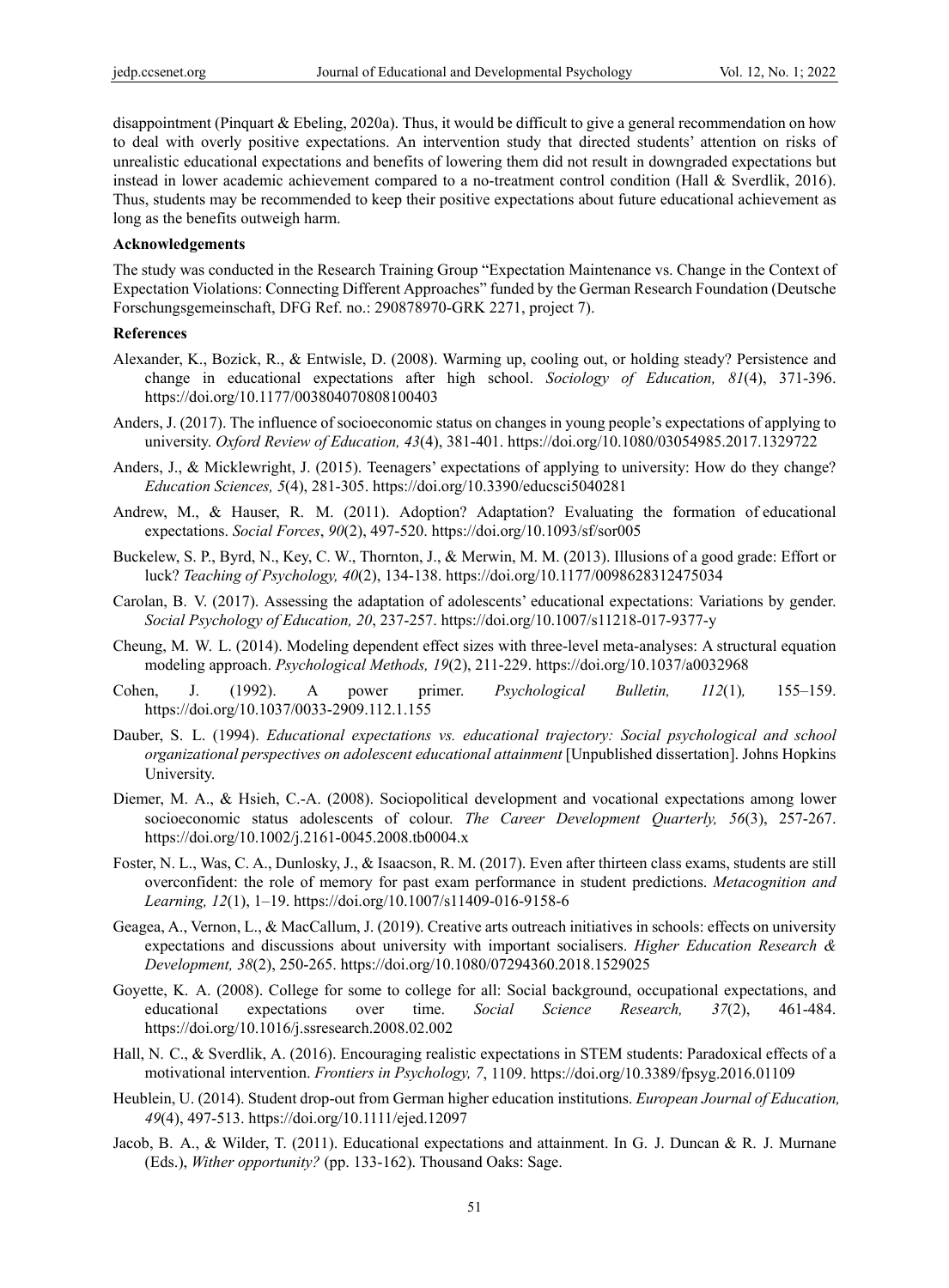disappointment (Pinquart & Ebeling, 2020a). Thus, it would be difficult to give a general recommendation on how to deal with overly positive expectations. An intervention study that directed students' attention on risks of unrealistic educational expectations and benefits of lowering them did not result in downgraded expectations but instead in lower academic achievement compared to a no-treatment control condition (Hall & Sverdlik, 2016). Thus, students may be recommended to keep their positive expectations about future educational achievement as long as the benefits outweigh harm.

### Acknowledgements

The study was conducted in the Research Training Group "Expectation Maintenance vs. Change in the Context of Expectation Violations: Connecting Different Approaches" funded by the German Research Foundation (Deutsche Forschungsgemeinschaft, DFG Ref. no.: 290878970-GRK 2271, project 7).

### References

Alexander, K., Bozick, R., & Entwisle, D. (2008). Warming up, cooling out, or holding steady? Persistence and change in educational expectations after high school. *Sociology of Education, 81*(4), 371-396. https://doi.org/10.1177/003804070808100403

Anders, J. (2017). The influence of socioeconomic status on changes in young people's expectations of applying to university. *Oxford Review of Education, 43*(4), 381-401. https://doi.org/10.1080/03054985.2017.1329722

Anders, J., & Micklewright, J. (2015). Teenagers' expectations of applying to university: How do they change? *Education Sciences, 5*(4), 281-305. https://doi.org/10.3390/educsci5040281

Andrew, M., & Hauser, R. M. (2011). Adoption? Adaptation? Evaluating the formation of educational expectations. *Social Forces*, *90*(2), 497-520. https://doi.org/10.1093/sf/sor005

Buckelew, S. P., Byrd, N., Key, C. W., Thornton, J., & Merwin, M. M. (2013). Illusions of a good grade: Effort or luck? *Teaching of Psychology, 40*(2), 134-138. https://doi.org/10.1177/0098628312475034

Carolan, B. V. (2017). Assessing the adaptation of adolescents' educational expectations: Variations by gender. *Social Psychology of Education, 20*, 237-257. https://doi.org/10.1007/s11218-017-9377-y

Cheung, M. W. L. (2014). Modeling dependent effect sizes with three-level meta-analyses: A structural equation modeling approach. *Psychological Methods, 19*(2), 211-229. https://doi.org/10.1037/a0032968

Cohen, J. (1992). A power primer. *Psychological Bulletin, 112*(1), 155–159. https://doi.org/10.1037/0033-2909.112.1.155

Dauber, S. L. (1994). *Educational expectations vs. educational trajectory: Social psychological and school organizational perspectives on adolescent educational attainment* [Unpublished dissertation]. Johns Hopkins University.

Diemer, M. A., & Hsieh, C.-A. (2008). Sociopolitical development and vocational expectations among lower socioeconomic status adolescents of colour. *The Career Development Quarterly, 56*(3), 257-267. https://doi.org/10.1002/j.2161-0045.2008.tb0004.x

Foster, N. L., Was, C. A., Dunlosky, J., & Isaacson, R. M. (2017). Even after thirteen class exams, students are still overconfident: the role of memory for past exam performance in student predictions. *Metacognition and Learning, 12*(1), 1–19. https://doi.org/10.1007/s11409-016-9158-6

Geagea, A., Vernon, L., & MacCallum, J. (2019). Creative arts outreach initiatives in schools: effects on university expectations and discussions about university with important socialisers. *Higher Education Research & Development, 38*(2), 250-265. https://doi.org/10.1080/07294360.2018.1529025

Goyette, K. A. (2008). College for some to college for all: Social background, occupational expectations, and educational expectations over time. *Social Science Research, 37*(2), 461-484. https://doi.org/10.1016/j.ssresearch.2008.02.002

Hall, N. C., & Sverdlik, A. (2016). Encouraging realistic expectations in STEM students: Paradoxical effects of a motivational intervention. *Frontiers in Psychology, 7*, 1109. https://doi.org/10.3389/fpsyg.2016.01109

Heublein, U. (2014). Student drop-out from German higher education institutions. *European Journal of Education, 49*(4), 497-513. https://doi.org/10.1111/ejed.12097

Jacob, B. A., & Wilder, T. (2011). Educational expectations and attainment. In G. J. Duncan & R. J. Murnane (Eds.), *Wither opportunity?* (pp. 133-162). Thousand Oaks: Sage.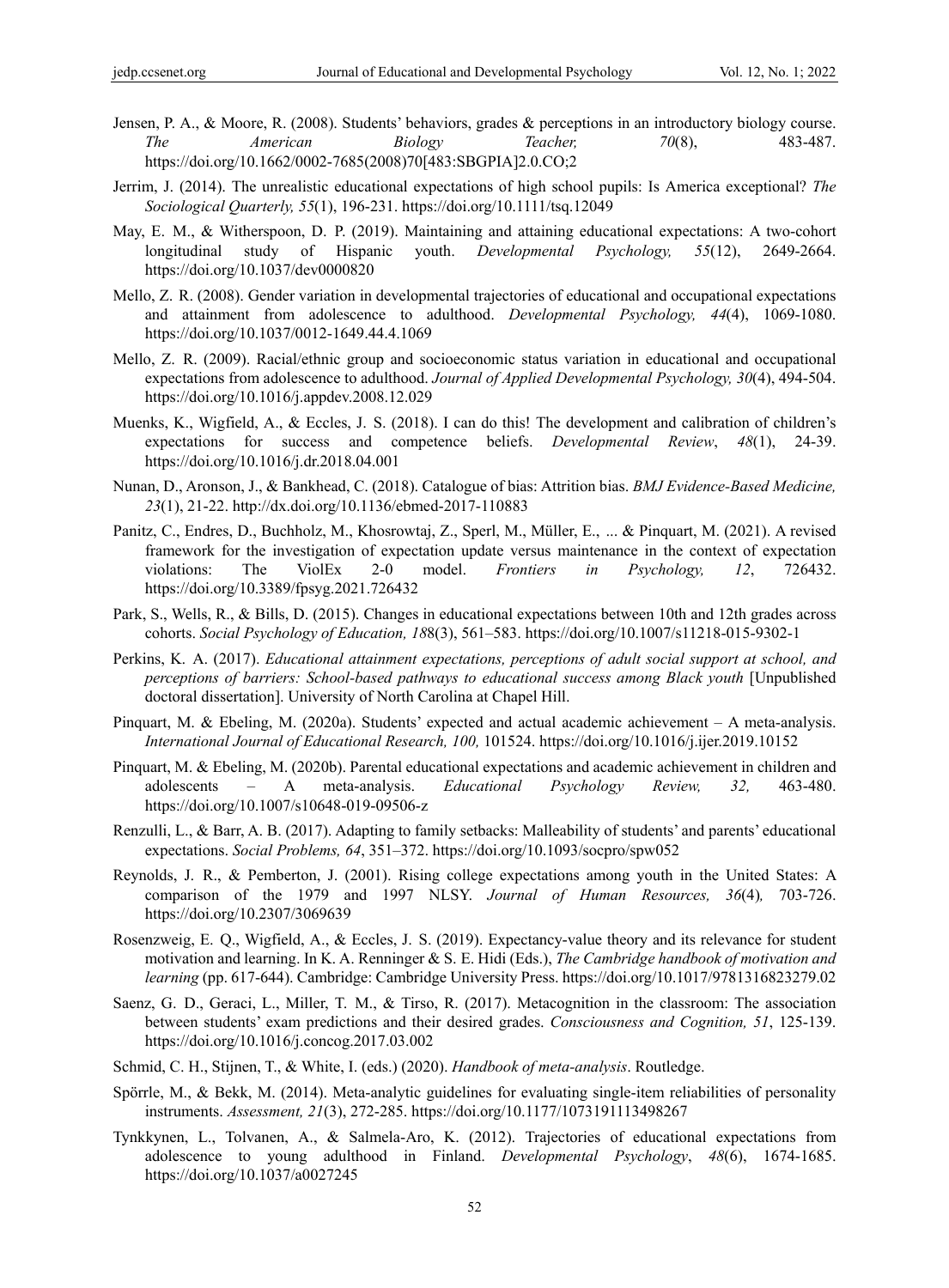Jensen, P. A., & Moore, R. (2008). Students' behaviors, grades & perceptions in an introductory biology course. *The American Biology Teacher, 70*(8), 483-487. https://doi.org/10.1662/0002-7685(2008)70[483:SBGPIA]2.0.CO;2

Jerrim, J. (2014). The unrealistic educational expectations of high school pupils: Is America exceptional? *The Sociological Quarterly, 55*(1), 196-231. https://doi.org/10.1111/tsq.12049

May, E. M., & Witherspoon, D. P. (2019). Maintaining and attaining educational expectations: A two-cohort longitudinal study of Hispanic youth. *Developmental Psychology, 55*(12), 2649-2664. https://doi.org/10.1037/dev0000820

Mello, Z. R. (2008). Gender variation in developmental trajectories of educational and occupational expectations and attainment from adolescence to adulthood. *Developmental Psychology, 44*(4), 1069-1080. https://doi.org/10.1037/0012-1649.44.4.1069

Mello, Z. R. (2009). Racial/ethnic group and socioeconomic status variation in educational and occupational expectations from adolescence to adulthood. *Journal of Applied Developmental Psychology, 30*(4), 494-504. https://doi.org/10.1016/j.appdev.2008.12.029

Muenks, K., Wigfield, A., & Eccles, J. S. (2018). I can do this! The development and calibration of children's expectations for success and competence beliefs. *Developmental Review*, *48*(1), 24-39. https://doi.org/10.1016/j.dr.2018.04.001

Nunan, D., Aronson, J., & Bankhead, C. (2018). Catalogue of bias: Attrition bias. *BMJ Evidence-Based Medicine, 23*(1), 21-22. http://dx.doi.org/10.1136/ebmed-2017-110883

Panitz, C., Endres, D., Buchholz, M., Khosrowtaj, Z., Sperl, M., Müller, E., ... & Pinquart, M. (2021). A revised framework for the investigation of expectation update versus maintenance in the context of expectation violations: The ViolEx 2-0 model. *Frontiers in Psychology, 12*, 726432. https://doi.org/10.3389/fpsyg.2021.726432

Park, S., Wells, R., & Bills, D. (2015). Changes in educational expectations between 10th and 12th grades across cohorts. *Social Psychology of Education, 18*8(3), 561–583. https://doi.org/10.1007/s11218-015-9302-1

Perkins, K. A. (2017). *Educational attainment expectations, perceptions of adult social support at school, and perceptions of barriers: School-based pathways to educational success among Black youth* [Unpublished doctoral dissertation]. University of North Carolina at Chapel Hill.

Pinquart, M. & Ebeling, M. (2020a). Students' expected and actual academic achievement – A meta-analysis. *International Journal of Educational Research, 100,* 101524. https://doi.org/10.1016/j.ijer.2019.10152

Pinquart, M. & Ebeling, M. (2020b). Parental educational expectations and academic achievement in children and adolescents – A meta-analysis. *Educational Psychology Review, 32,* 463-480. https://doi.org/10.1007/s10648-019-09506-z

Renzulli, L., & Barr, A. B. (2017). Adapting to family setbacks: Malleability of students' and parents' educational expectations. *Social Problems, 64*, 351–372. https://doi.org/10.1093/socpro/spw052

Reynolds, J. R., & Pemberton, J. (2001). Rising college expectations among youth in the United States: A comparison of the 1979 and 1997 NLSY. *Journal of Human Resources, 36*(4)*,* 703-726. https://doi.org/10.2307/3069639

Rosenzweig, E. Q., Wigfield, A., & Eccles, J. S. (2019). Expectancy-value theory and its relevance for student motivation and learning. In K. A. Renninger & S. E. Hidi (Eds.), *The Cambridge handbook of motivation and learning* (pp. 617-644). Cambridge: Cambridge University Press. https://doi.org/10.1017/9781316823279.02

Saenz, G. D., Geraci, L., Miller, T. M., & Tirso, R. (2017). Metacognition in the classroom: The association between students' exam predictions and their desired grades. *Consciousness and Cognition, 51*, 125-139. https://doi.org/10.1016/j.concog.2017.03.002

Schmid, C. H., Stijnen, T., & White, I. (eds.) (2020). *Handbook of meta-analysis*. Routledge.

Spörrle, M., & Bekk, M. (2014). Meta-analytic guidelines for evaluating single-item reliabilities of personality instruments. *Assessment, 21*(3), 272-285. https://doi.org/10.1177/1073191113498267

Tynkkynen, L., Tolvanen, A., & Salmela-Aro, K. (2012). Trajectories of educational expectations from adolescence to young adulthood in Finland. *Developmental Psychology*, *48*(6), 1674-1685. https://doi.org/10.1037/a0027245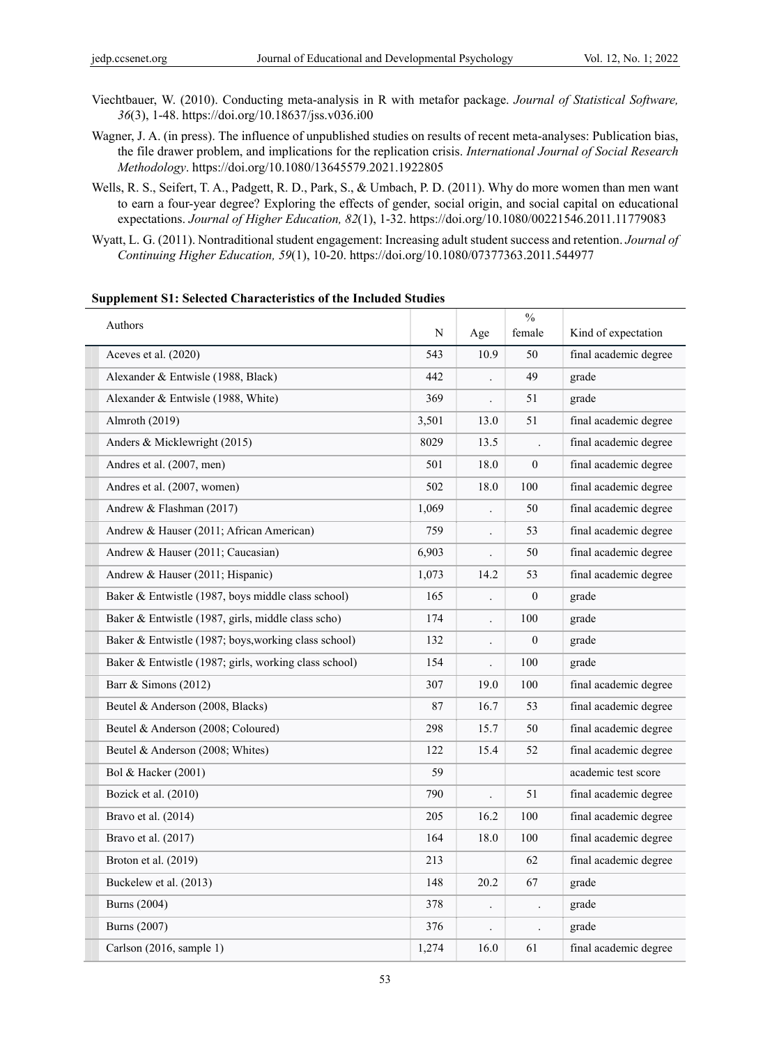Viechtbauer, W. (2010). Conducting meta-analysis in R with metafor package. *Journal of Statistical Software, 36*(3), 1-48. https://doi.org/10.18637/jss.v036.i00

Wagner, J. A. (in press). The influence of unpublished studies on results of recent meta-analyses: Publication bias, the file drawer problem, and implications for the replication crisis. *International Journal of Social Research Methodology*. https://doi.org/10.1080/13645579.2021.1922805

Wells, R. S., Seifert, T. A., Padgett, R. D., Park, S., & Umbach, P. D. (2011). Why do more women than men want to earn a four-year degree? Exploring the effects of gender, social origin, and social capital on educational expectations. *Journal of Higher Education, 82*(1), 1-32. https://doi.org/10.1080/00221546.2011.11779083

Wyatt, L. G. (2011). Nontraditional student engagement: Increasing adult student success and retention. *Journal of Continuing Higher Education, 59*(1), 10-20. https://doi.org/10.1080/07377363.2011.544977

**Supplement S1: Selected Characteristics of the Included Studies**

| Authors | N | Age | % female | Kind of expectation |
|---|---|---|---|---|
| Aceves et al. (2020) | 543 | 10.9 | 50 | final academic degree |
| Alexander & Entwisle (1988, Black) | 442 | . | 49 | grade |
| Alexander & Entwisle (1988, White) | 369 | . | 51 | grade |
| Almroth (2019) | 3,501 | 13.0 | 51 | final academic degree |
| Anders & Micklewright (2015) | 8029 | 13.5 | . | final academic degree |
| Andres et al. (2007, men) | 501 | 18.0 | 0 | final academic degree |
| Andres et al. (2007, women) | 502 | 18.0 | 100 | final academic degree |
| Andrew & Flashman (2017) | 1,069 | . | 50 | final academic degree |
| Andrew & Hauser (2011; African American) | 759 | . | 53 | final academic degree |
| Andrew & Hauser (2011; Caucasian) | 6,903 | . | 50 | final academic degree |
| Andrew & Hauser (2011; Hispanic) | 1,073 | 14.2 | 53 | final academic degree |
| Baker & Entwistle (1987, boys middle class school) | 165 | . | 0 | grade |
| Baker & Entwistle (1987, girls, middle class scho) | 174 | . | 100 | grade |
| Baker & Entwistle (1987; boys,working class school) | 132 | . | 0 | grade |
| Baker & Entwistle (1987; girls, working class school) | 154 | . | 100 | grade |
| Barr & Simons (2012) | 307 | 19.0 | 100 | final academic degree |
| Beutel & Anderson (2008, Blacks) | 87 | 16.7 | 53 | final academic degree |
| Beutel & Anderson (2008; Coloured) | 298 | 15.7 | 50 | final academic degree |
| Beutel & Anderson (2008; Whites) | 122 | 15.4 | 52 | final academic degree |
| Bol & Hacker (2001) | 59 | | | academic test score |
| Bozick et al. (2010) | 790 | . | 51 | final academic degree |
| Bravo et al. (2014) | 205 | 16.2 | 100 | final academic degree |
| Bravo et al. (2017) | 164 | 18.0 | 100 | final academic degree |
| Broton et al. (2019) | 213 | | 62 | final academic degree |
| Buckelew et al. (2013) | 148 | 20.2 | 67 | grade |
| Burns (2004) | 378 | . | . | grade |
| Burns (2007) | 376 | . | . | grade |
| Carlson (2016, sample 1) | 1,274 | 16.0 | 61 | final academic degree |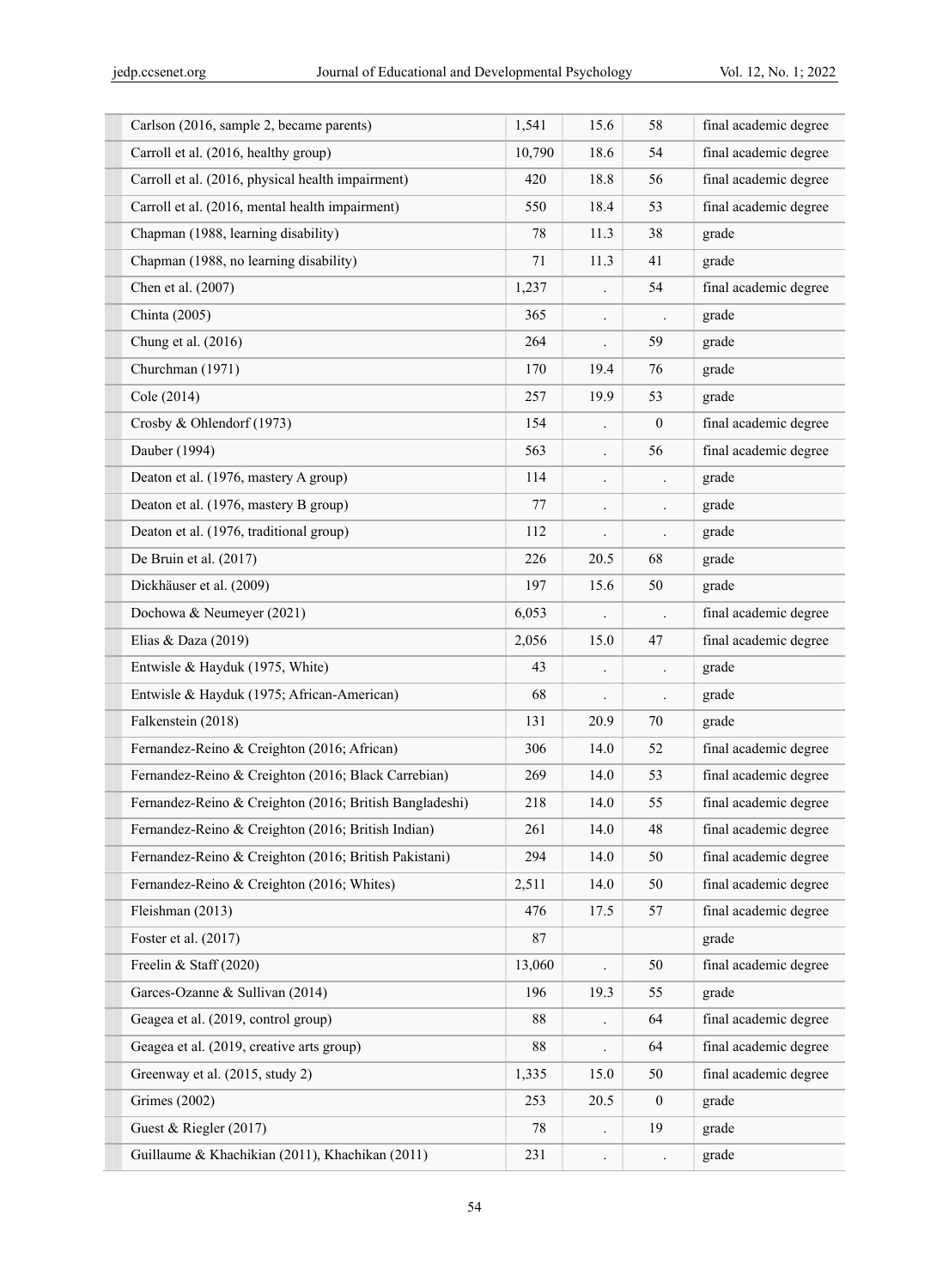| | | | | |
|---|---|---|---|---|
| Carlson (2016, sample 2, became parents) | 1,541 | 15.6 | 58 | final academic degree |
| Carroll et al. (2016, healthy group) | 10,790 | 18.6 | 54 | final academic degree |
| Carroll et al. (2016, physical health impairment) | 420 | 18.8 | 56 | final academic degree |
| Carroll et al. (2016, mental health impairment) | 550 | 18.4 | 53 | final academic degree |
| Chapman (1988, learning disability) | 78 | 11.3 | 38 | grade |
| Chapman (1988, no learning disability) | 71 | 11.3 | 41 | grade |
| Chen et al. (2007) | 1,237 | . | 54 | final academic degree |
| Chinta (2005) | 365 | . | . | grade |
| Chung et al. (2016) | 264 | . | 59 | grade |
| Churchman (1971) | 170 | 19.4 | 76 | grade |
| Cole (2014) | 257 | 19.9 | 53 | grade |
| Crosby & Ohlendorf (1973) | 154 | . | 0 | final academic degree |
| Dauber (1994) | 563 | . | 56 | final academic degree |
| Deaton et al. (1976, mastery A group) | 114 | . | . | grade |
| Deaton et al. (1976, mastery B group) | 77 | . | . | grade |
| Deaton et al. (1976, traditional group) | 112 | . | . | grade |
| De Bruin et al. (2017) | 226 | 20.5 | 68 | grade |
| Dickhäuser et al. (2009) | 197 | 15.6 | 50 | grade |
| Dochowa & Neumeyer (2021) | 6,053 | . | . | final academic degree |
| Elias & Daza (2019) | 2,056 | 15.0 | 47 | final academic degree |
| Entwisle & Hayduk (1975, White) | 43 | . | . | grade |
| Entwisle & Hayduk (1975; African-American) | 68 | . | . | grade |
| Falkenstein (2018) | 131 | 20.9 | 70 | grade |
| Fernandez-Reino & Creighton (2016; African) | 306 | 14.0 | 52 | final academic degree |
| Fernandez-Reino & Creighton (2016; Black Carrebian) | 269 | 14.0 | 53 | final academic degree |
| Fernandez-Reino & Creighton (2016; British Bangladeshi) | 218 | 14.0 | 55 | final academic degree |
| Fernandez-Reino & Creighton (2016; British Indian) | 261 | 14.0 | 48 | final academic degree |
| Fernandez-Reino & Creighton (2016; British Pakistani) | 294 | 14.0 | 50 | final academic degree |
| Fernandez-Reino & Creighton (2016; Whites) | 2,511 | 14.0 | 50 | final academic degree |
| Fleishman (2013) | 476 | 17.5 | 57 | final academic degree |
| Foster et al. (2017) | 87 | | | grade |
| Freelin & Staff (2020) | 13,060 | . | 50 | final academic degree |
| Garces-Ozanne & Sullivan (2014) | 196 | 19.3 | 55 | grade |
| Geagea et al. (2019, control group) | 88 | . | 64 | final academic degree |
| Geagea et al. (2019, creative arts group) | 88 | . | 64 | final academic degree |
| Greenway et al. (2015, study 2) | 1,335 | 15.0 | 50 | final academic degree |
| Grimes (2002) | 253 | 20.5 | 0 | grade |
| Guest & Riegler (2017) | 78 | . | 19 | grade |
| Guillaume & Khachikian (2011), Khachikan (2011) | 231 | . | . | grade |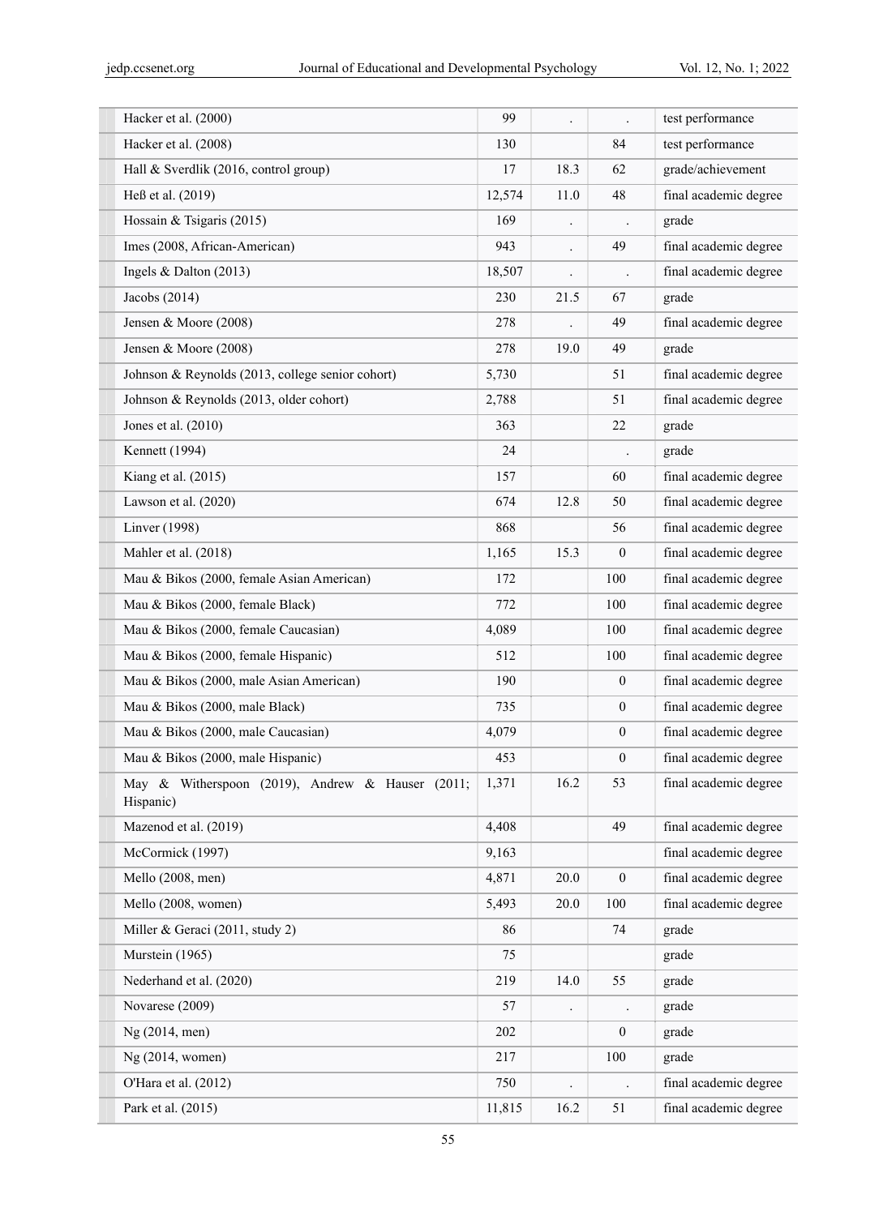| | | | | |
|---|---|---|---|---|
| Hacker et al. (2000) | 99 | . | . | test performance |
| Hacker et al. (2008) | 130 | | 84 | test performance |
| Hall & Sverdlik (2016, control group) | 17 | 18.3 | 62 | grade/achievement |
| Heß et al. (2019) | 12,574 | 11.0 | 48 | final academic degree |
| Hossain & Tsigaris (2015) | 169 | . | . | grade |
| Imes (2008, African-American) | 943 | . | 49 | final academic degree |
| Ingels & Dalton (2013) | 18,507 | . | . | final academic degree |
| Jacobs (2014) | 230 | 21.5 | 67 | grade |
| Jensen & Moore (2008) | 278 | . | 49 | final academic degree |
| Jensen & Moore (2008) | 278 | 19.0 | 49 | grade |
| Johnson & Reynolds (2013, college senior cohort) | 5,730 | | 51 | final academic degree |
| Johnson & Reynolds (2013, older cohort) | 2,788 | | 51 | final academic degree |
| Jones et al. (2010) | 363 | | 22 | grade |
| Kennett (1994) | 24 | | . | grade |
| Kiang et al. (2015) | 157 | | 60 | final academic degree |
| Lawson et al. (2020) | 674 | 12.8 | 50 | final academic degree |
| Linver (1998) | 868 | | 56 | final academic degree |
| Mahler et al. (2018) | 1,165 | 15.3 | 0 | final academic degree |
| Mau & Bikos (2000, female Asian American) | 172 | | 100 | final academic degree |
| Mau & Bikos (2000, female Black) | 772 | | 100 | final academic degree |
| Mau & Bikos (2000, female Caucasian) | 4,089 | | 100 | final academic degree |
| Mau & Bikos (2000, female Hispanic) | 512 | | 100 | final academic degree |
| Mau & Bikos (2000, male Asian American) | 190 | | 0 | final academic degree |
| Mau & Bikos (2000, male Black) | 735 | | 0 | final academic degree |
| Mau & Bikos (2000, male Caucasian) | 4,079 | | 0 | final academic degree |
| Mau & Bikos (2000, male Hispanic) | 453 | | 0 | final academic degree |
| May & Witherspoon (2019), Andrew & Hauser (2011; Hispanic) | 1,371 | 16.2 | 53 | final academic degree |
| Mazenod et al. (2019) | 4,408 | | 49 | final academic degree |
| McCormick (1997) | 9,163 | | | final academic degree |
| Mello (2008, men) | 4,871 | 20.0 | 0 | final academic degree |
| Mello (2008, women) | 5,493 | 20.0 | 100 | final academic degree |
| Miller & Geraci (2011, study 2) | 86 | | 74 | grade |
| Murstein (1965) | 75 | | | grade |
| Nederhand et al. (2020) | 219 | 14.0 | 55 | grade |
| Novarese (2009) | 57 | . | . | grade |
| Ng (2014, men) | 202 | | 0 | grade |
| Ng (2014, women) | 217 | | 100 | grade |
| O'Hara et al. (2012) | 750 | . | . | final academic degree |
| Park et al. (2015) | 11,815 | 16.2 | 51 | final academic degree |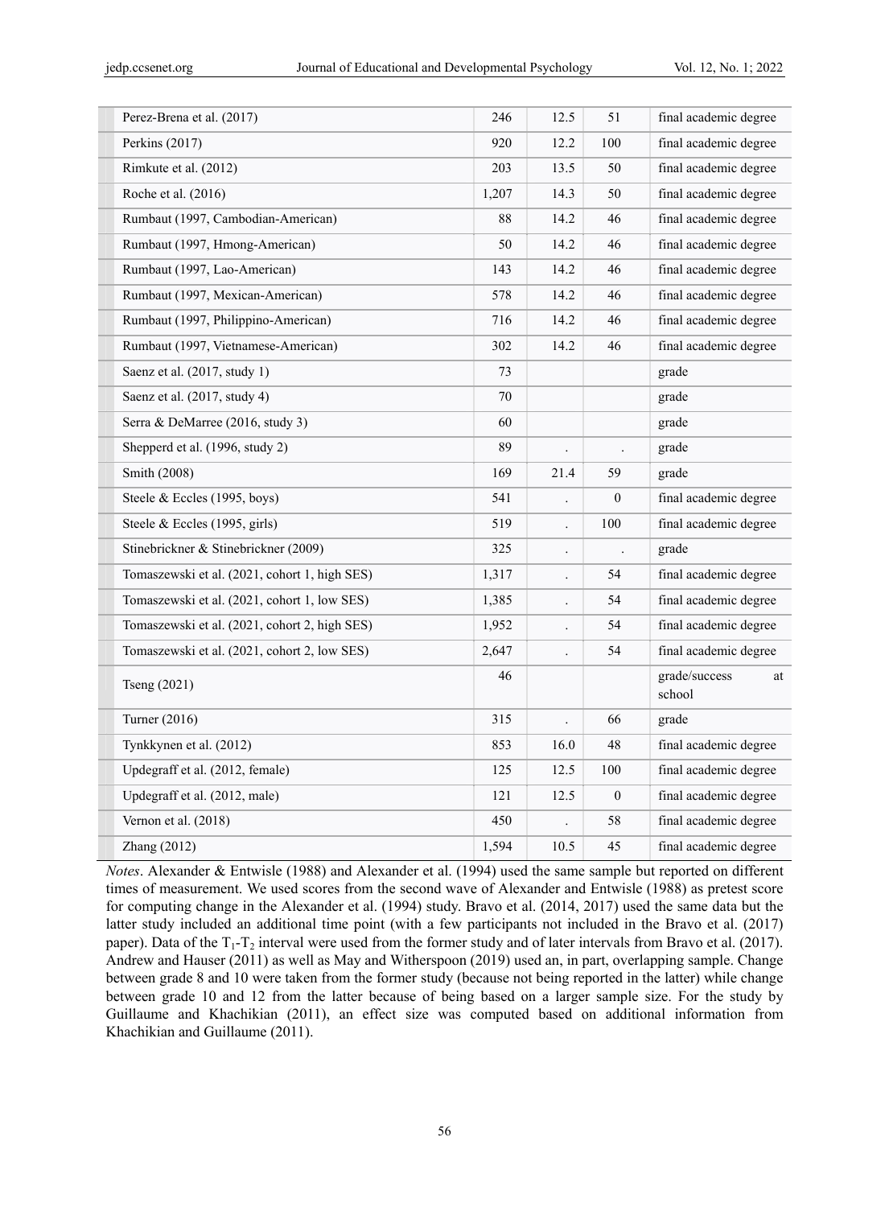| | | | | |
|---|---|---|---|---|
| Perez-Brena et al. (2017) | 246 | 12.5 | 51 | final academic degree |
| Perkins (2017) | 920 | 12.2 | 100 | final academic degree |
| Rimkute et al. (2012) | 203 | 13.5 | 50 | final academic degree |
| Roche et al. (2016) | 1,207 | 14.3 | 50 | final academic degree |
| Rumbaut (1997, Cambodian-American) | 88 | 14.2 | 46 | final academic degree |
| Rumbaut (1997, Hmong-American) | 50 | 14.2 | 46 | final academic degree |
| Rumbaut (1997, Lao-American) | 143 | 14.2 | 46 | final academic degree |
| Rumbaut (1997, Mexican-American) | 578 | 14.2 | 46 | final academic degree |
| Rumbaut (1997, Philippino-American) | 716 | 14.2 | 46 | final academic degree |
| Rumbaut (1997, Vietnamese-American) | 302 | 14.2 | 46 | final academic degree |
| Saenz et al. (2017, study 1) | 73 | | | grade |
| Saenz et al. (2017, study 4) | 70 | | | grade |
| Serra & DeMarree (2016, study 3) | 60 | | | grade |
| Shepperd et al. (1996, study 2) | 89 | . | . | grade |
| Smith (2008) | 169 | 21.4 | 59 | grade |
| Steele & Eccles (1995, boys) | 541 | . | 0 | final academic degree |
| Steele & Eccles (1995, girls) | 519 | . | 100 | final academic degree |
| Stinebrickner & Stinebrickner (2009) | 325 | . | . | grade |
| Tomaszewski et al. (2021, cohort 1, high SES) | 1,317 | . | 54 | final academic degree |
| Tomaszewski et al. (2021, cohort 1, low SES) | 1,385 | . | 54 | final academic degree |
| Tomaszewski et al. (2021, cohort 2, high SES) | 1,952 | . | 54 | final academic degree |
| Tomaszewski et al. (2021, cohort 2, low SES) | 2,647 | . | 54 | final academic degree |
| Tseng (2021) | 46 | | | grade/success at school |
| Turner (2016) | 315 | . | 66 | grade |
| Tynkkynen et al. (2012) | 853 | 16.0 | 48 | final academic degree |
| Updegraff et al. (2012, female) | 125 | 12.5 | 100 | final academic degree |
| Updegraff et al. (2012, male) | 121 | 12.5 | 0 | final academic degree |
| Vernon et al. (2018) | 450 | . | 58 | final academic degree |
| Zhang (2012) | 1,594 | 10.5 | 45 | final academic degree |

*Notes*. Alexander & Entwisle (1988) and Alexander et al. (1994) used the same sample but reported on different times of measurement. We used scores from the second wave of Alexander and Entwisle (1988) as pretest score for computing change in the Alexander et al. (1994) study. Bravo et al. (2014, 2017) used the same data but the latter study included an additional time point (with a few participants not included in the Bravo et al. (2017) paper). Data of the $T_1$-$T_2$ interval were used from the former study and of later intervals from Bravo et al. (2017). Andrew and Hauser (2011) as well as May and Witherspoon (2019) used an, in part, overlapping sample. Change between grade 8 and 10 were taken from the former study (because not being reported in the latter) while change between grade 10 and 12 from the latter because of being based on a larger sample size. For the study by Guillaume and Khachikian (2011), an effect size was computed based on additional information from Khachikian and Guillaume (2011).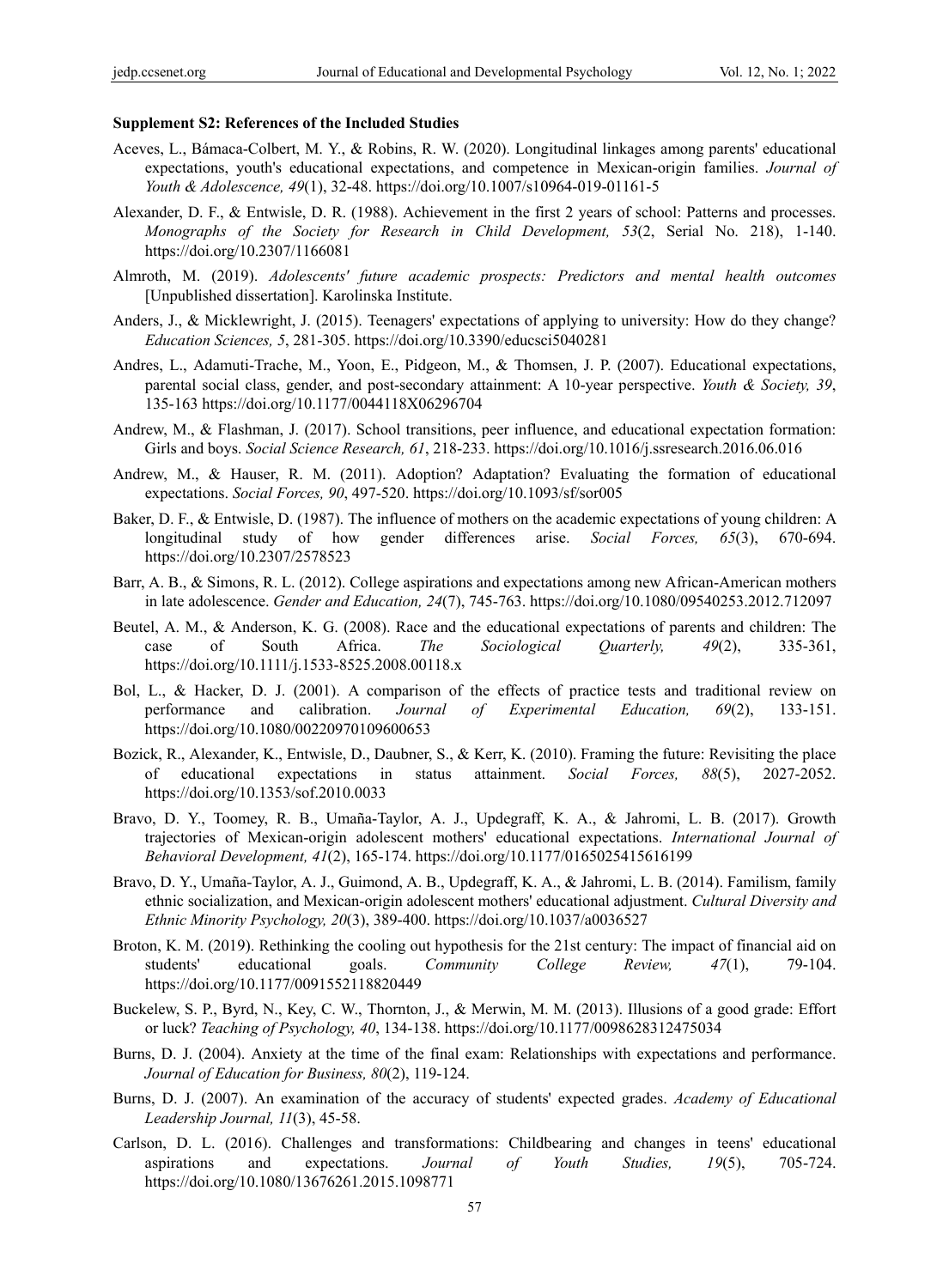**Supplement S2: References of the Included Studies**

Aceves, L., Bámaca-Colbert, M. Y., & Robins, R. W. (2020). Longitudinal linkages among parents' educational expectations, youth's educational expectations, and competence in Mexican-origin families. *Journal of Youth & Adolescence, 49*(1), 32-48. https://doi.org/10.1007/s10964-019-01161-5

Alexander, D. F., & Entwisle, D. R. (1988). Achievement in the first 2 years of school: Patterns and processes. *Monographs of the Society for Research in Child Development, 53*(2, Serial No. 218), 1-140. https://doi.org/10.2307/1166081

Almroth, M. (2019). *Adolescents' future academic prospects: Predictors and mental health outcomes* [Unpublished dissertation]. Karolinska Institute.

Anders, J., & Micklewright, J. (2015). Teenagers' expectations of applying to university: How do they change? *Education Sciences, 5*, 281-305. https://doi.org/10.3390/educsci5040281

Andres, L., Adamuti-Trache, M., Yoon, E., Pidgeon, M., & Thomsen, J. P. (2007). Educational expectations, parental social class, gender, and post-secondary attainment: A 10-year perspective. *Youth & Society, 39*, 135-163 https://doi.org/10.1177/0044118X06296704

Andrew, M., & Flashman, J. (2017). School transitions, peer influence, and educational expectation formation: Girls and boys. *Social Science Research, 61*, 218-233. https://doi.org/10.1016/j.ssresearch.2016.06.016

Andrew, M., & Hauser, R. M. (2011). Adoption? Adaptation? Evaluating the formation of educational expectations. *Social Forces, 90*, 497-520. https://doi.org/10.1093/sf/sor005

Baker, D. F., & Entwisle, D. (1987). The influence of mothers on the academic expectations of young children: A longitudinal study of how gender differences arise. *Social Forces, 65*(3), 670-694. https://doi.org/10.2307/2578523

Barr, A. B., & Simons, R. L. (2012). College aspirations and expectations among new African-American mothers in late adolescence. *Gender and Education, 24*(7), 745-763. https://doi.org/10.1080/09540253.2012.712097

Beutel, A. M., & Anderson, K. G. (2008). Race and the educational expectations of parents and children: The case of South Africa. *The Sociological Quarterly, 49*(2), 335-361, https://doi.org/10.1111/j.1533-8525.2008.00118.x

Bol, L., & Hacker, D. J. (2001). A comparison of the effects of practice tests and traditional review on performance and calibration. *Journal of Experimental Education, 69*(2), 133-151. https://doi.org/10.1080/00220970109600653

Bozick, R., Alexander, K., Entwisle, D., Daubner, S., & Kerr, K. (2010). Framing the future: Revisiting the place of educational expectations in status attainment. *Social Forces, 88*(5), 2027-2052. https://doi.org/10.1353/sof.2010.0033

Bravo, D. Y., Toomey, R. B., Umaña-Taylor, A. J., Updegraff, K. A., & Jahromi, L. B. (2017). Growth trajectories of Mexican-origin adolescent mothers' educational expectations. *International Journal of Behavioral Development, 41*(2), 165-174. https://doi.org/10.1177/0165025415616199

Bravo, D. Y., Umaña-Taylor, A. J., Guimond, A. B., Updegraff, K. A., & Jahromi, L. B. (2014). Familism, family ethnic socialization, and Mexican-origin adolescent mothers' educational adjustment. *Cultural Diversity and Ethnic Minority Psychology, 20*(3), 389-400. https://doi.org/10.1037/a0036527

Broton, K. M. (2019). Rethinking the cooling out hypothesis for the 21st century: The impact of financial aid on students' educational goals. *Community College Review, 47*(1), 79-104. https://doi.org/10.1177/0091552118820449

Buckelew, S. P., Byrd, N., Key, C. W., Thornton, J., & Merwin, M. M. (2013). Illusions of a good grade: Effort or luck? *Teaching of Psychology, 40*, 134-138. https://doi.org/10.1177/0098628312475034

Burns, D. J. (2004). Anxiety at the time of the final exam: Relationships with expectations and performance. *Journal of Education for Business, 80*(2), 119-124.

Burns, D. J. (2007). An examination of the accuracy of students' expected grades. *Academy of Educational Leadership Journal, 11*(3), 45-58.

Carlson, D. L. (2016). Challenges and transformations: Childbearing and changes in teens' educational aspirations and expectations. *Journal of Youth Studies, 19*(5), 705-724. https://doi.org/10.1080/13676261.2015.1098771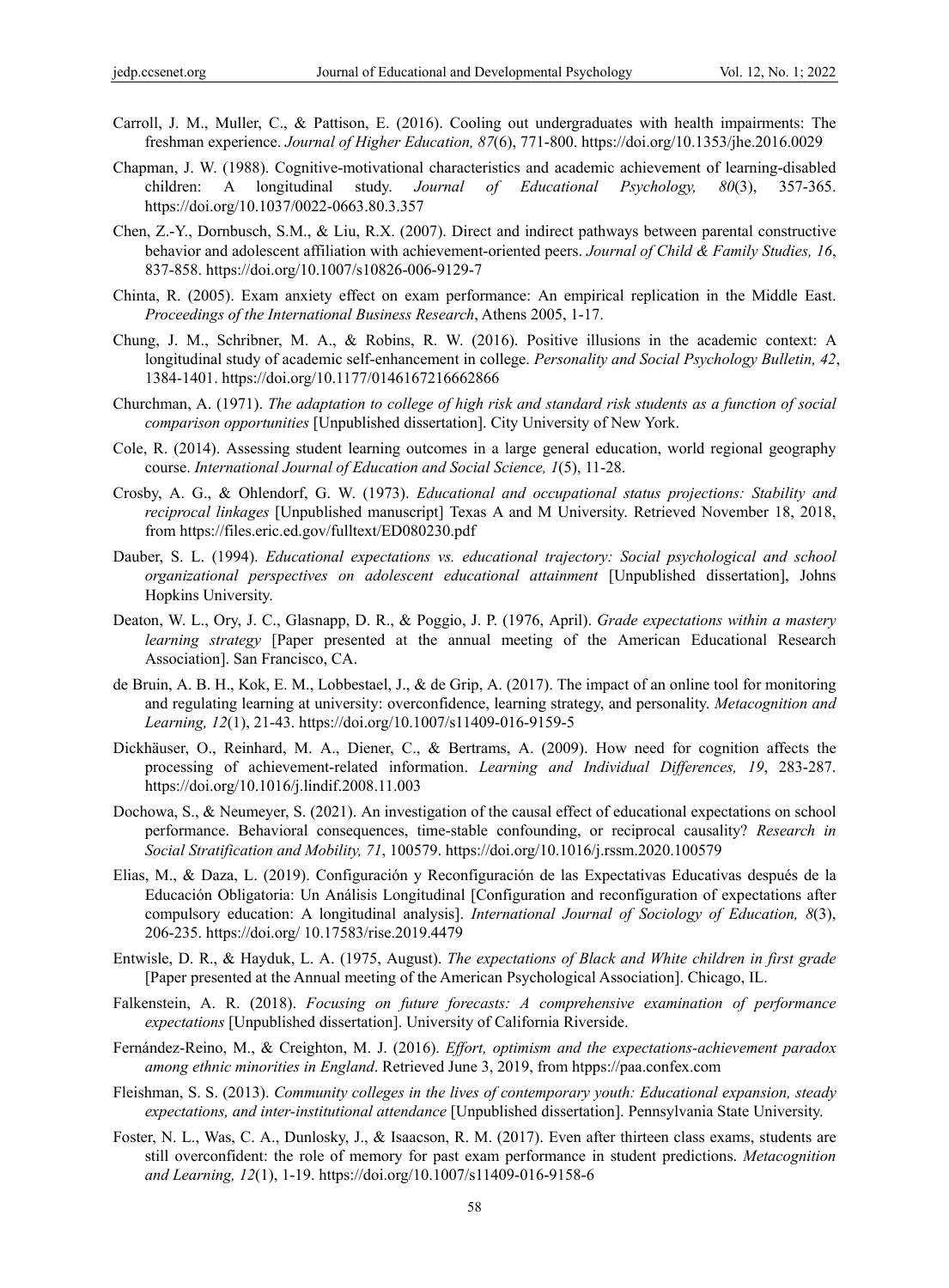Carroll, J. M., Muller, C., & Pattison, E. (2016). Cooling out undergraduates with health impairments: The freshman experience. *Journal of Higher Education, 87*(6), 771-800. https://doi.org/10.1353/jhe.2016.0029

Chapman, J. W. (1988). Cognitive-motivational characteristics and academic achievement of learning-disabled children: A longitudinal study. *Journal of Educational Psychology, 80*(3), 357-365. https://doi.org/10.1037/0022-0663.80.3.357

Chen, Z.-Y., Dornbusch, S.M., & Liu, R.X. (2007). Direct and indirect pathways between parental constructive behavior and adolescent affiliation with achievement-oriented peers. *Journal of Child & Family Studies, 16*, 837-858. https://doi.org/10.1007/s10826-006-9129-7

Chinta, R. (2005). Exam anxiety effect on exam performance: An empirical replication in the Middle East. *Proceedings of the International Business Research*, Athens 2005, 1-17.

Chung, J. M., Schribner, M. A., & Robins, R. W. (2016). Positive illusions in the academic context: A longitudinal study of academic self-enhancement in college. *Personality and Social Psychology Bulletin, 42*, 1384-1401. https://doi.org/10.1177/0146167216662866

Churchman, A. (1971). *The adaptation to college of high risk and standard risk students as a function of social comparison opportunities* [Unpublished dissertation]. City University of New York.

Cole, R. (2014). Assessing student learning outcomes in a large general education, world regional geography course. *International Journal of Education and Social Science, 1*(5), 11-28.

Crosby, A. G., & Ohlendorf, G. W. (1973). *Educational and occupational status projections: Stability and reciprocal linkages* [Unpublished manuscript] Texas A and M University. Retrieved November 18, 2018, from https://files.eric.ed.gov/fulltext/ED080230.pdf

Dauber, S. L. (1994). *Educational expectations vs. educational trajectory: Social psychological and school organizational perspectives on adolescent educational attainment* [Unpublished dissertation], Johns Hopkins University.

Deaton, W. L., Ory, J. C., Glasnapp, D. R., & Poggio, J. P. (1976, April). *Grade expectations within a mastery learning strategy* [Paper presented at the annual meeting of the American Educational Research Association]. San Francisco, CA.

de Bruin, A. B. H., Kok, E. M., Lobbestael, J., & de Grip, A. (2017). The impact of an online tool for monitoring and regulating learning at university: overconfidence, learning strategy, and personality. *Metacognition and Learning, 12*(1), 21-43. https://doi.org/10.1007/s11409-016-9159-5

Dickhäuser, O., Reinhard, M. A., Diener, C., & Bertrams, A. (2009). How need for cognition affects the processing of achievement-related information. *Learning and Individual Differences, 19*, 283-287. https://doi.org/10.1016/j.lindif.2008.11.003

Dochowa, S., & Neumeyer, S. (2021). An investigation of the causal effect of educational expectations on school performance. Behavioral consequences, time-stable confounding, or reciprocal causality? *Research in Social Stratification and Mobility, 71*, 100579. https://doi.org/10.1016/j.rssm.2020.100579

Elias, M., & Daza, L. (2019). Configuración y Reconfiguración de las Expectativas Educativas después de la Educación Obligatoria: Un Análisis Longitudinal [Configuration and reconfiguration of expectations after compulsory education: A longitudinal analysis]. *International Journal of Sociology of Education, 8*(3), 206-235. https://doi.org/ 10.17583/rise.2019.4479

Entwisle, D. R., & Hayduk, L. A. (1975, August). *The expectations of Black and White children in first grade* [Paper presented at the Annual meeting of the American Psychological Association]. Chicago, IL.

Falkenstein, A. R. (2018). *Focusing on future forecasts: A comprehensive examination of performance expectations* [Unpublished dissertation]. University of California Riverside.

Fernández-Reino, M., & Creighton, M. J. (2016). *Effort, optimism and the expectations-achievement paradox among ethnic minorities in England*. Retrieved June 3, 2019, from htpps://paa.confex.com

Fleishman, S. S. (2013). *Community colleges in the lives of contemporary youth: Educational expansion, steady expectations, and inter-institutional attendance* [Unpublished dissertation]. Pennsylvania State University.

Foster, N. L., Was, C. A., Dunlosky, J., & Isaacson, R. M. (2017). Even after thirteen class exams, students are still overconfident: the role of memory for past exam performance in student predictions. *Metacognition and Learning, 12*(1), 1-19. https://doi.org/10.1007/s11409-016-9158-6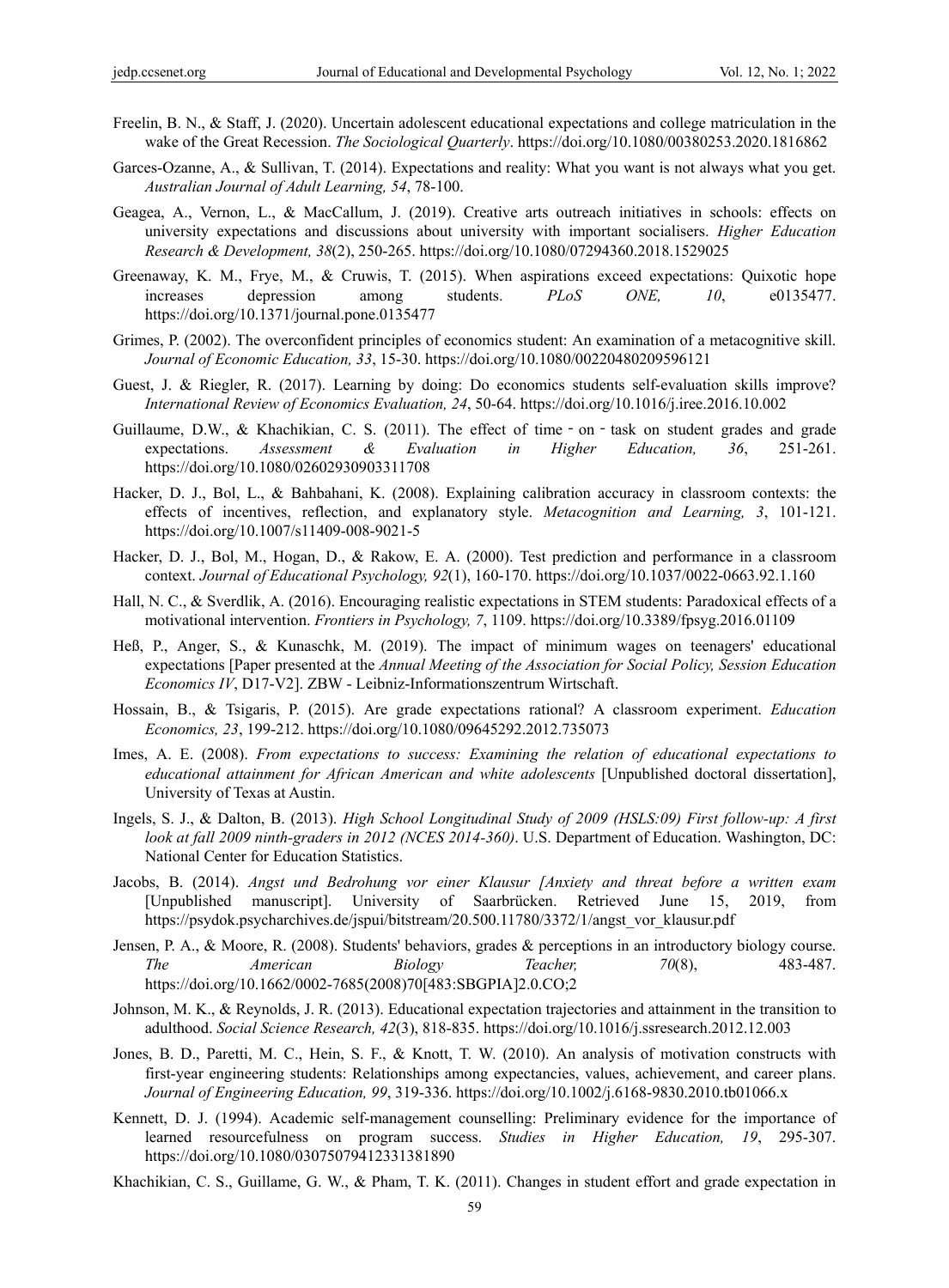Freelin, B. N., & Staff, J. (2020). Uncertain adolescent educational expectations and college matriculation in the wake of the Great Recession. *The Sociological Quarterly*. https://doi.org/10.1080/00380253.2020.1816862

Garces-Ozanne, A., & Sullivan, T. (2014). Expectations and reality: What you want is not always what you get. *Australian Journal of Adult Learning, 54*, 78-100.

Geagea, A., Vernon, L., & MacCallum, J. (2019). Creative arts outreach initiatives in schools: effects on university expectations and discussions about university with important socialisers. *Higher Education Research & Development, 38*(2), 250-265. https://doi.org/10.1080/07294360.2018.1529025

Greenaway, K. M., Frye, M., & Cruwis, T. (2015). When aspirations exceed expectations: Quixotic hope increases depression among students. *PLoS ONE, 10*, e0135477. https://doi.org/10.1371/journal.pone.0135477

Grimes, P. (2002). The overconfident principles of economics student: An examination of a metacognitive skill. *Journal of Economic Education, 33*, 15-30. https://doi.org/10.1080/00220480209596121

Guest, J. & Riegler, R. (2017). Learning by doing: Do economics students self-evaluation skills improve? *International Review of Economics Evaluation, 24*, 50-64. https://doi.org/10.1016/j.iree.2016.10.002

Guillaume, D.W., & Khachikian, C. S. (2011). The effect of time‐on‐task on student grades and grade expectations. *Assessment & Evaluation in Higher Education, 36*, 251-261. https://doi.org/10.1080/02602930903311708

Hacker, D. J., Bol, L., & Bahbahani, K. (2008). Explaining calibration accuracy in classroom contexts: the effects of incentives, reflection, and explanatory style. *Metacognition and Learning, 3*, 101-121. https://doi.org/10.1007/s11409-008-9021-5

Hacker, D. J., Bol, M., Hogan, D., & Rakow, E. A. (2000). Test prediction and performance in a classroom context. *Journal of Educational Psychology, 92*(1), 160-170. https://doi.org/10.1037/0022-0663.92.1.160

Hall, N. C., & Sverdlik, A. (2016). Encouraging realistic expectations in STEM students: Paradoxical effects of a motivational intervention. *Frontiers in Psychology, 7*, 1109. https://doi.org/10.3389/fpsyg.2016.01109

Heß, P., Anger, S., & Kunaschk, M. (2019). The impact of minimum wages on teenagers' educational expectations [Paper presented at the *Annual Meeting of the Association for Social Policy, Session Education Economics IV*, D17-V2]. ZBW - Leibniz-Informationszentrum Wirtschaft.

Hossain, B., & Tsigaris, P. (2015). Are grade expectations rational? A classroom experiment. *Education Economics, 23*, 199-212. https://doi.org/10.1080/09645292.2012.735073

Imes, A. E. (2008). *From expectations to success: Examining the relation of educational expectations to educational attainment for African American and white adolescents* [Unpublished doctoral dissertation], University of Texas at Austin.

Ingels, S. J., & Dalton, B. (2013). *High School Longitudinal Study of 2009 (HSLS:09) First follow-up: A first look at fall 2009 ninth-graders in 2012 (NCES 2014-360)*. U.S. Department of Education. Washington, DC: National Center for Education Statistics.

Jacobs, B. (2014). *Angst und Bedrohung vor einer Klausur [Anxiety and threat before a written exam* [Unpublished manuscript]. University of Saarbrücken. Retrieved June 15, 2019, from https://psydok.psycharchives.de/jspui/bitstream/20.500.11780/3372/1/angst_vor_klausur.pdf

Jensen, P. A., & Moore, R. (2008). Students' behaviors, grades & perceptions in an introductory biology course. *The American Biology Teacher, 70*(8), 483-487. https://doi.org/10.1662/0002-7685(2008)70[483:SBGPIA]2.0.CO;2

Johnson, M. K., & Reynolds, J. R. (2013). Educational expectation trajectories and attainment in the transition to adulthood. *Social Science Research, 42*(3), 818-835. https://doi.org/10.1016/j.ssresearch.2012.12.003

Jones, B. D., Paretti, M. C., Hein, S. F., & Knott, T. W. (2010). An analysis of motivation constructs with first-year engineering students: Relationships among expectancies, values, achievement, and career plans. *Journal of Engineering Education, 99*, 319-336. https://doi.org/10.1002/j.6168-9830.2010.tb01066.x

Kennett, D. J. (1994). Academic self-management counselling: Preliminary evidence for the importance of learned resourcefulness on program success. *Studies in Higher Education, 19*, 295-307. https://doi.org/10.1080/03075079412331381890

Khachikian, C. S., Guillame, G. W., & Pham, T. K. (2011). Changes in student effort and grade expectation in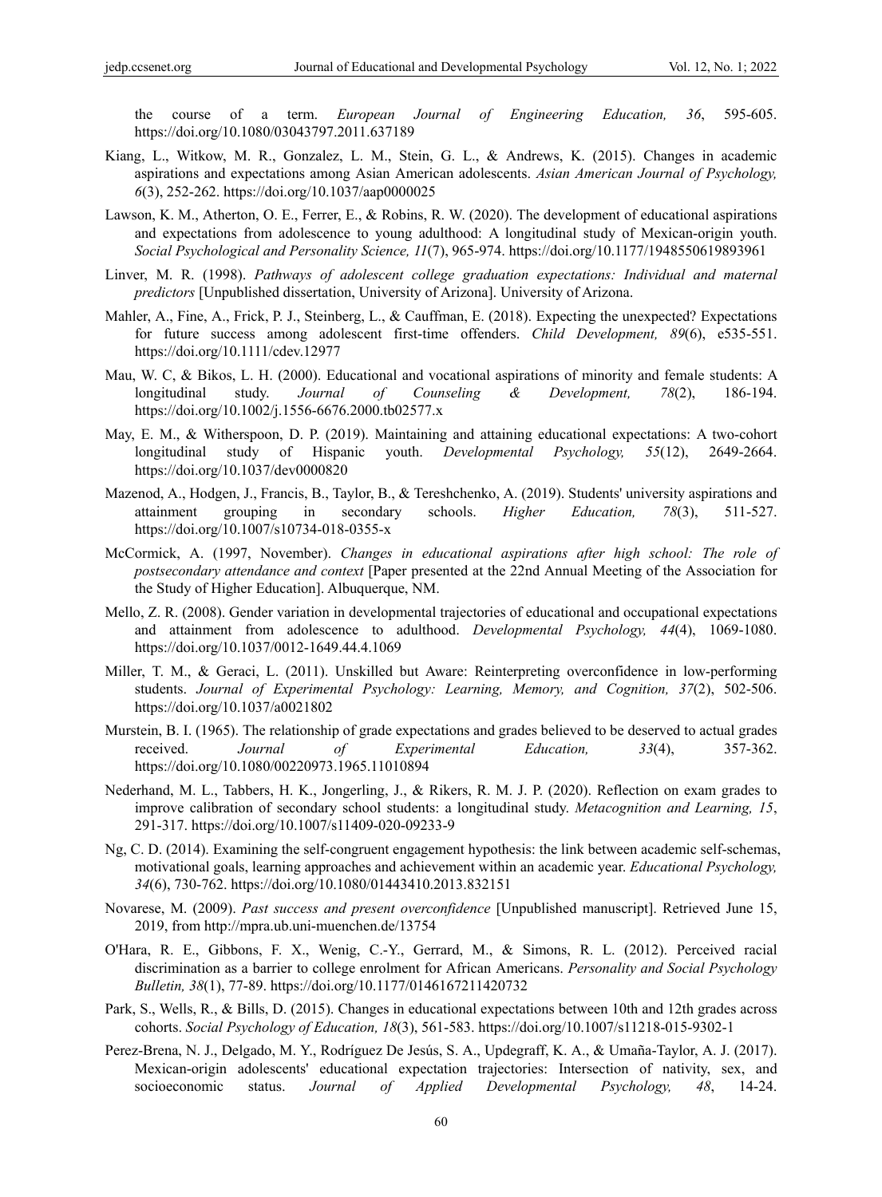the course of a term. *European Journal of Engineering Education, 36*, 595-605. https://doi.org/10.1080/03043797.2011.637189

Kiang, L., Witkow, M. R., Gonzalez, L. M., Stein, G. L., & Andrews, K. (2015). Changes in academic aspirations and expectations among Asian American adolescents. *Asian American Journal of Psychology, 6*(3), 252-262. https://doi.org/10.1037/aap0000025

Lawson, K. M., Atherton, O. E., Ferrer, E., & Robins, R. W. (2020). The development of educational aspirations and expectations from adolescence to young adulthood: A longitudinal study of Mexican-origin youth. *Social Psychological and Personality Science, 11*(7), 965-974. https://doi.org/10.1177/1948550619893961

Linver, M. R. (1998). *Pathways of adolescent college graduation expectations: Individual and maternal predictors* [Unpublished dissertation, University of Arizona]. University of Arizona.

Mahler, A., Fine, A., Frick, P. J., Steinberg, L., & Cauffman, E. (2018). Expecting the unexpected? Expectations for future success among adolescent first-time offenders. *Child Development, 89*(6), e535-551. https://doi.org/10.1111/cdev.12977

Mau, W. C, & Bikos, L. H. (2000). Educational and vocational aspirations of minority and female students: A longitudinal study. *Journal of Counseling & Development, 78*(2), 186-194. https://doi.org/10.1002/j.1556-6676.2000.tb02577.x

May, E. M., & Witherspoon, D. P. (2019). Maintaining and attaining educational expectations: A two-cohort longitudinal study of Hispanic youth. *Developmental Psychology, 55*(12), 2649-2664. https://doi.org/10.1037/dev0000820

Mazenod, A., Hodgen, J., Francis, B., Taylor, B., & Tereshchenko, A. (2019). Students' university aspirations and attainment grouping in secondary schools. *Higher Education, 78*(3), 511-527. https://doi.org/10.1007/s10734-018-0355-x

McCormick, A. (1997, November). *Changes in educational aspirations after high school: The role of postsecondary attendance and context* [Paper presented at the 22nd Annual Meeting of the Association for the Study of Higher Education]. Albuquerque, NM.

Mello, Z. R. (2008). Gender variation in developmental trajectories of educational and occupational expectations and attainment from adolescence to adulthood. *Developmental Psychology, 44*(4), 1069-1080. https://doi.org/10.1037/0012-1649.44.4.1069

Miller, T. M., & Geraci, L. (2011). Unskilled but Aware: Reinterpreting overconfidence in low-performing students. *Journal of Experimental Psychology: Learning, Memory, and Cognition, 37*(2), 502-506. https://doi.org/10.1037/a0021802

Murstein, B. I. (1965). The relationship of grade expectations and grades believed to be deserved to actual grades received. *Journal of Experimental Education, 33*(4), 357-362. https://doi.org/10.1080/00220973.1965.11010894

Nederhand, M. L., Tabbers, H. K., Jongerling, J., & Rikers, R. M. J. P. (2020). Reflection on exam grades to improve calibration of secondary school students: a longitudinal study. *Metacognition and Learning, 15*, 291-317. https://doi.org/10.1007/s11409-020-09233-9

Ng, C. D. (2014). Examining the self-congruent engagement hypothesis: the link between academic self-schemas, motivational goals, learning approaches and achievement within an academic year. *Educational Psychology, 34*(6), 730-762. https://doi.org/10.1080/01443410.2013.832151

Novarese, M. (2009). *Past success and present overconfidence* [Unpublished manuscript]. Retrieved June 15, 2019, from http://mpra.ub.uni-muenchen.de/13754

O'Hara, R. E., Gibbons, F. X., Wenig, C.-Y., Gerrard, M., & Simons, R. L. (2012). Perceived racial discrimination as a barrier to college enrolment for African Americans. *Personality and Social Psychology Bulletin, 38*(1), 77-89. https://doi.org/10.1177/0146167211420732

Park, S., Wells, R., & Bills, D. (2015). Changes in educational expectations between 10th and 12th grades across cohorts. *Social Psychology of Education, 18*(3), 561-583. https://doi.org/10.1007/s11218-015-9302-1

Perez-Brena, N. J., Delgado, M. Y., Rodríguez De Jesús, S. A., Updegraff, K. A., & Umaña-Taylor, A. J. (2017). Mexican-origin adolescents' educational expectation trajectories: Intersection of nativity, sex, and socioeconomic status. *Journal of Applied Developmental Psychology, 48*, 14-24.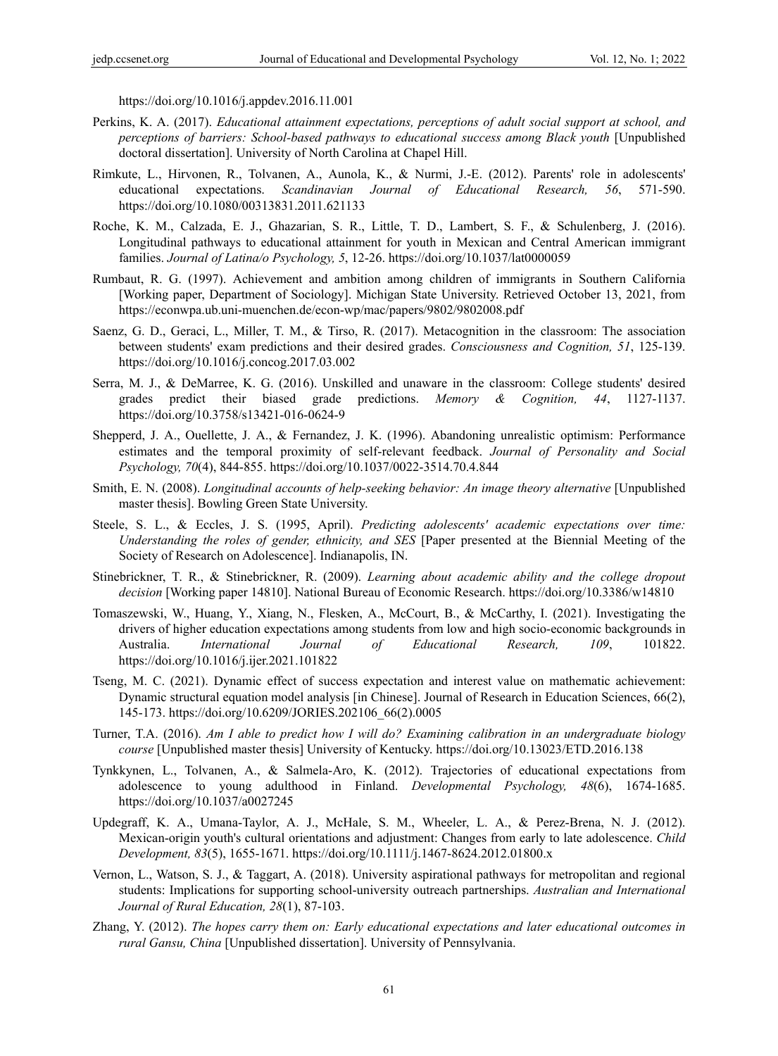https://doi.org/10.1016/j.appdev.2016.11.001

Perkins, K. A. (2017). *Educational attainment expectations, perceptions of adult social support at school, and perceptions of barriers: School-based pathways to educational success among Black youth* [Unpublished doctoral dissertation]. University of North Carolina at Chapel Hill.

Rimkute, L., Hirvonen, R., Tolvanen, A., Aunola, K., & Nurmi, J.-E. (2012). Parents' role in adolescents' educational expectations. *Scandinavian Journal of Educational Research, 56*, 571-590. https://doi.org/10.1080/00313831.2011.621133

Roche, K. M., Calzada, E. J., Ghazarian, S. R., Little, T. D., Lambert, S. F., & Schulenberg, J. (2016). Longitudinal pathways to educational attainment for youth in Mexican and Central American immigrant families. *Journal of Latina/o Psychology, 5*, 12-26. https://doi.org/10.1037/lat0000059

Rumbaut, R. G. (1997). Achievement and ambition among children of immigrants in Southern California [Working paper, Department of Sociology]. Michigan State University. Retrieved October 13, 2021, from https://econwpa.ub.uni-muenchen.de/econ-wp/mac/papers/9802/9802008.pdf

Saenz, G. D., Geraci, L., Miller, T. M., & Tirso, R. (2017). Metacognition in the classroom: The association between students' exam predictions and their desired grades. *Consciousness and Cognition, 51*, 125-139. https://doi.org/10.1016/j.concog.2017.03.002

Serra, M. J., & DeMarree, K. G. (2016). Unskilled and unaware in the classroom: College students' desired grades predict their biased grade predictions. *Memory & Cognition, 44*, 1127-1137. https://doi.org/10.3758/s13421-016-0624-9

Shepperd, J. A., Ouellette, J. A., & Fernandez, J. K. (1996). Abandoning unrealistic optimism: Performance estimates and the temporal proximity of self-relevant feedback. *Journal of Personality and Social Psychology, 70*(4), 844-855. https://doi.org/10.1037/0022-3514.70.4.844

Smith, E. N. (2008). *Longitudinal accounts of help-seeking behavior: An image theory alternative* [Unpublished master thesis]. Bowling Green State University.

Steele, S. L., & Eccles, J. S. (1995, April). *Predicting adolescents' academic expectations over time: Understanding the roles of gender, ethnicity, and SES* [Paper presented at the Biennial Meeting of the Society of Research on Adolescence]. Indianapolis, IN.

Stinebrickner, T. R., & Stinebrickner, R. (2009). *Learning about academic ability and the college dropout decision* [Working paper 14810]. National Bureau of Economic Research. https://doi.org/10.3386/w14810

Tomaszewski, W., Huang, Y., Xiang, N., Flesken, A., McCourt, B., & McCarthy, I. (2021). Investigating the drivers of higher education expectations among students from low and high socio-economic backgrounds in Australia. *International Journal of Educational Research, 109*, 101822. https://doi.org/10.1016/j.ijer.2021.101822

Tseng, M. C. (2021). Dynamic effect of success expectation and interest value on mathematic achievement: Dynamic structural equation model analysis [in Chinese]. Journal of Research in Education Sciences, 66(2), 145-173. https://doi.org/10.6209/JORIES.202106_66(2).0005

Turner, T.A. (2016). *Am I able to predict how I will do? Examining calibration in an undergraduate biology course* [Unpublished master thesis] University of Kentucky. https://doi.org/10.13023/ETD.2016.138

Tynkkynen, L., Tolvanen, A., & Salmela-Aro, K. (2012). Trajectories of educational expectations from adolescence to young adulthood in Finland. *Developmental Psychology, 48*(6), 1674-1685. https://doi.org/10.1037/a0027245

Updegraff, K. A., Umana-Taylor, A. J., McHale, S. M., Wheeler, L. A., & Perez-Brena, N. J. (2012). Mexican-origin youth's cultural orientations and adjustment: Changes from early to late adolescence. *Child Development, 83*(5), 1655-1671. https://doi.org/10.1111/j.1467-8624.2012.01800.x

Vernon, L., Watson, S. J., & Taggart, A. (2018). University aspirational pathways for metropolitan and regional students: Implications for supporting school-university outreach partnerships. *Australian and International Journal of Rural Education, 28*(1), 87-103.

Zhang, Y. (2012). *The hopes carry them on: Early educational expectations and later educational outcomes in rural Gansu, China* [Unpublished dissertation]. University of Pennsylvania.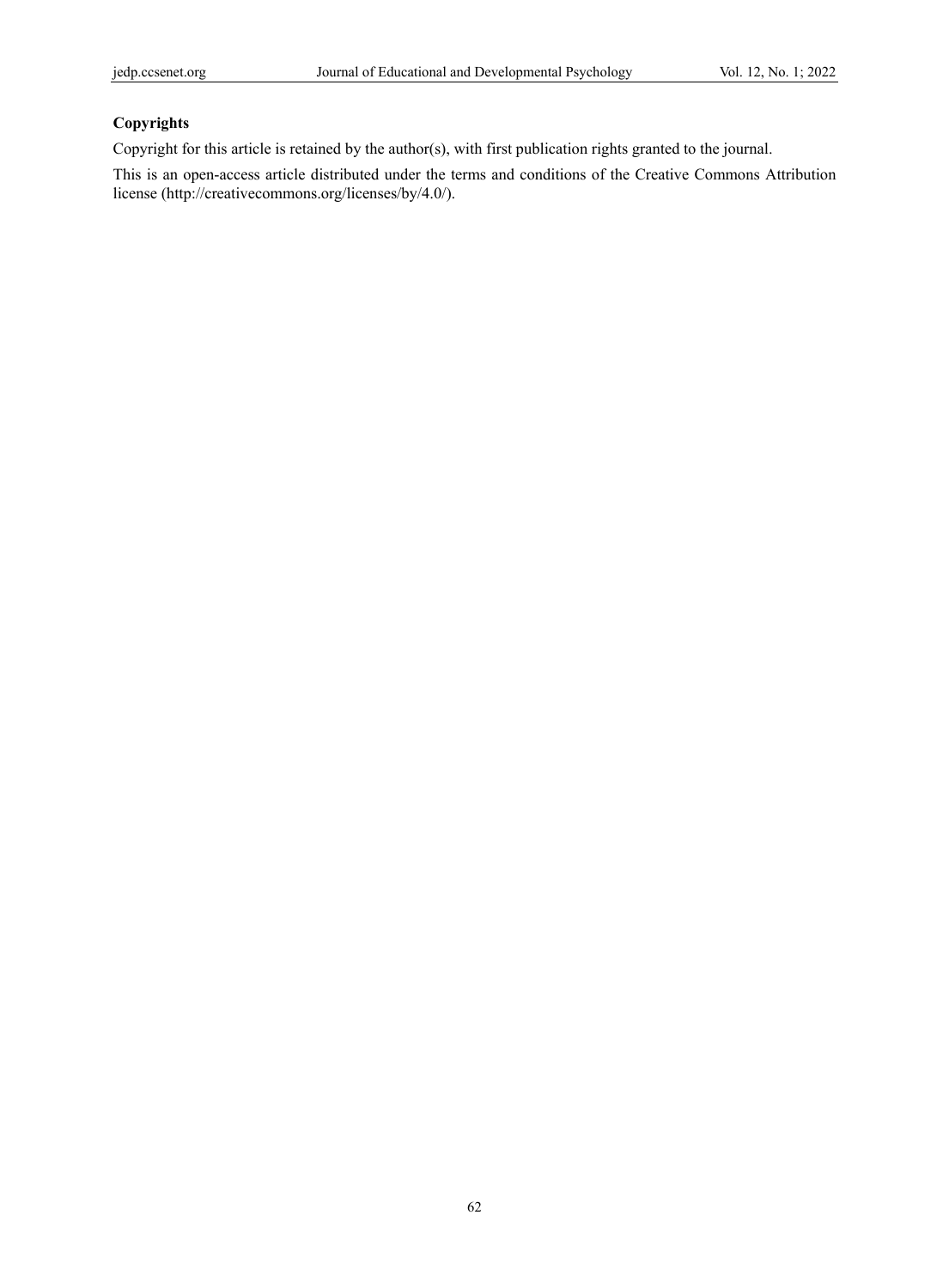**Copyrights**

Copyright for this article is retained by the author(s), with first publication rights granted to the journal.

This is an open-access article distributed under the terms and conditions of the Creative Commons Attribution license (http://creativecommons.org/licenses/by/4.0/).